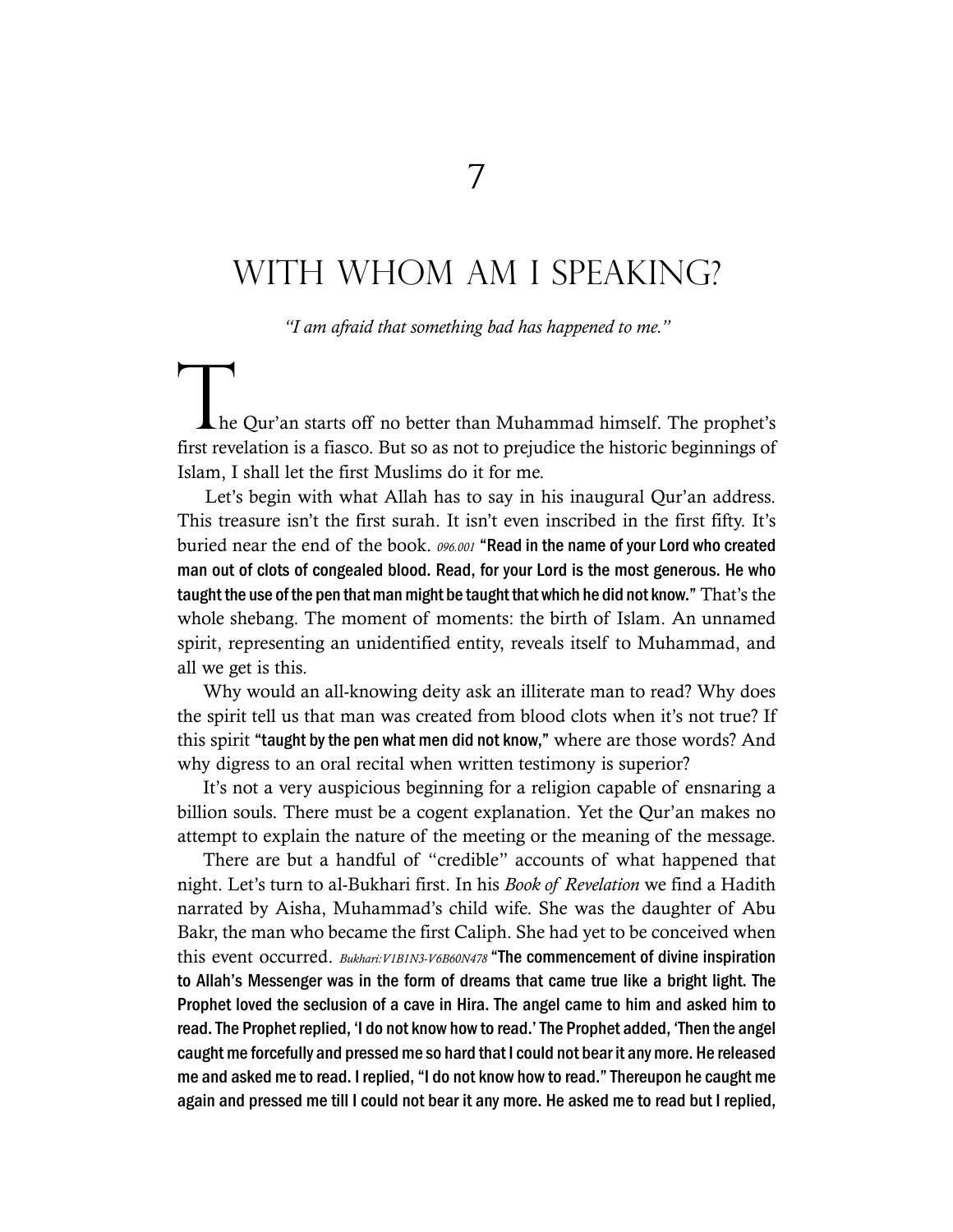# 7

# WITH WHOM AM I SPEAKING?

*"I am afraid that something bad has happened to me."*

The Qur'an starts off no better than Muhammad himself. The prophet's first revelation is a fiasco. But so as not to prejudice the historic beginnings of Islam, I shall let the first Muslims do it for me.

Let's begin with what Allah has to say in his inaugural Qur'an address. This treasure isn't the first surah. It isn't even inscribed in the first fifty. It's buried near the end of the book. *096.001* **"Read in the name of your Lord who created man out of clots of congealed blood. Read, for your Lord is the most generous. He who taught the use of the pen that man might be taught that which he did not know."** That's the whole shebang. The moment of moments: the birth of Islam. An unnamed spirit, representing an unidentified entity, reveals itself to Muhammad, and all we get is this.

Why would an all-knowing deity ask an illiterate man to read? Why does the spirit tell us that man was created from blood clots when it's not true? If this spirit **"taught by the pen what men did not know,"** where are those words? And why digress to an oral recital when written testimony is superior?

It's not a very auspicious beginning for a religion capable of ensnaring a billion souls. There must be a cogent explanation. Yet the Qur'an makes no attempt to explain the nature of the meeting or the meaning of the message.

There are but a handful of "credible" accounts of what happened that night. Let's turn to al-Bukhari first. In his *Book of Revelation* we find a Hadith narrated by Aisha, Muhammad's child wife. She was the daughter of Abu Bakr, the man who became the first Caliph. She had yet to be conceived when this event occurred. *Bukhari:V1B1N3-V6B60N478* **"The commencement of divine inspiration to Allah's Messenger was in the form of dreams that came true like a bright light. The Prophet loved the seclusion of a cave in Hira. The angel came to him and asked him to read. The Prophet replied, 'I do not know how to read.' The Prophet added, 'Then the angel caught me forcefully and pressed me so hard that I could not bear it any more. He released me and asked me to read. I replied, "I do not know how to read." Thereupon he caught me again and pressed me till I could not bear it any more. He asked me to read but I replied,**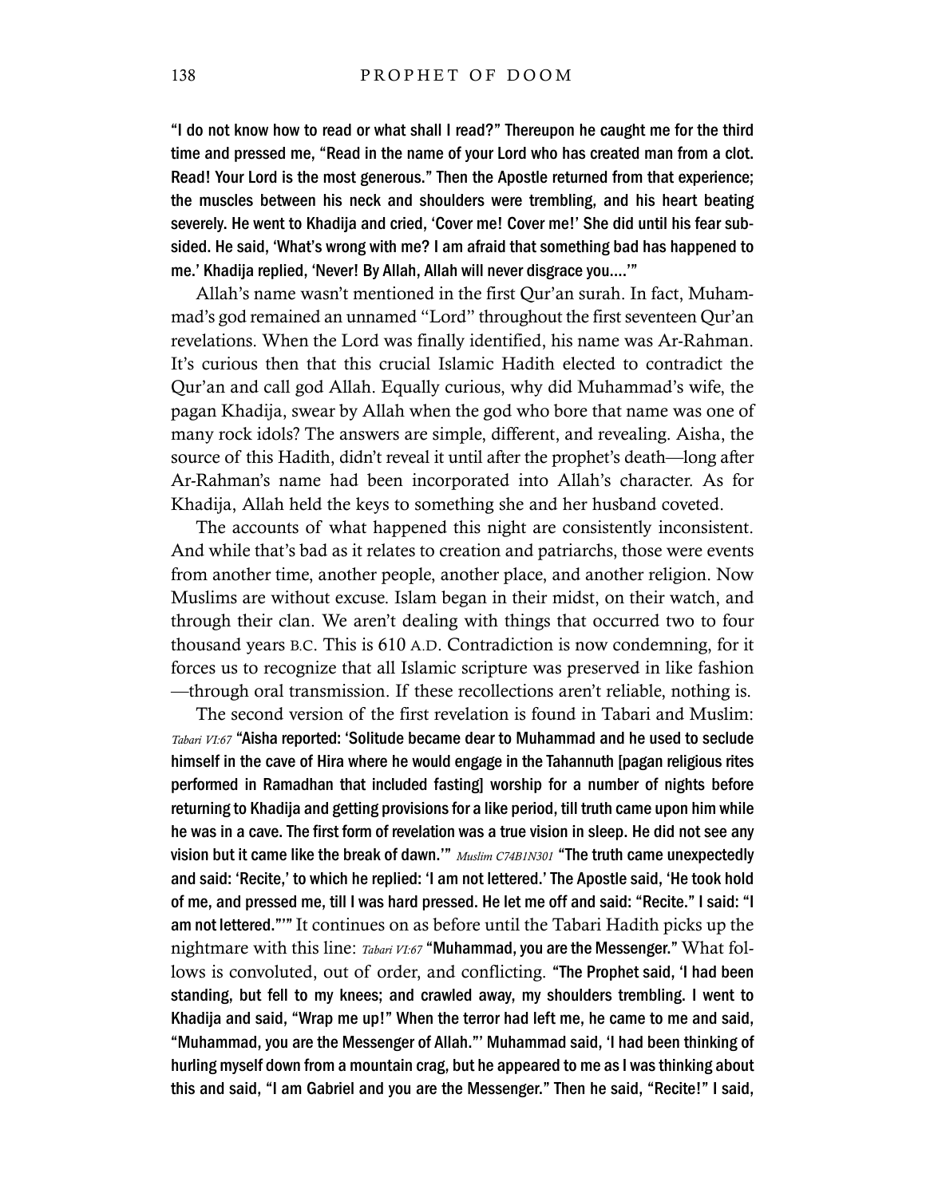**"I do not know how to read or what shall I read?" Thereupon he caught me for the third time and pressed me, "Read in the name of your Lord who has created man from a clot. Read! Your Lord is the most generous." Then the Apostle returned from that experience; the muscles between his neck and shoulders were trembling, and his heart beating severely. He went to Khadija and cried, 'Cover me! Cover me!' She did until his fear subsided. He said, 'What's wrong with me? I am afraid that something bad has happened to me.' Khadija replied, 'Never! By Allah, Allah will never disgrace you....'"**

Allah's name wasn't mentioned in the first Qur'an surah. In fact, Muhammad's god remained an unnamed "Lord" throughout the first seventeen Qur'an revelations. When the Lord was finally identified, his name was Ar-Rahman. It's curious then that this crucial Islamic Hadith elected to contradict the Qur'an and call god Allah. Equally curious, why did Muhammad's wife, the pagan Khadija, swear by Allah when the god who bore that name was one of many rock idols? The answers are simple, different, and revealing. Aisha, the source of this Hadith, didn't reveal it until after the prophet's death—long after Ar-Rahman's name had been incorporated into Allah's character. As for Khadija, Allah held the keys to something she and her husband coveted.

The accounts of what happened this night are consistently inconsistent. And while that's bad as it relates to creation and patriarchs, those were events from another time, another people, another place, and another religion. Now Muslims are without excuse. Islam began in their midst, on their watch, and through their clan. We aren't dealing with things that occurred two to four thousand years B.C. This is 610 A.D. Contradiction is now condemning, for it forces us to recognize that all Islamic scripture was preserved in like fashion—through oral transmission. If these recollections aren't reliable, nothing is.

The second version of the first revelation is found in Tabari and Muslim: *Tabari VI:67* **"Aisha reported: 'Solitude became dear to Muhammad and he used to seclude himself in the cave of Hira where he would engage in the Tahannuth [pagan religious rites performed in Ramadhan that included fasting] worship for a number of nights before returning to Khadija and getting provisions for a like period, till truth came upon him while he was in a cave. The first form of revelation was a true vision in sleep. He did not see any vision but it came like the break of dawn.'"** *Muslim C74B1N301* **"The truth came unexpectedly and said: 'Recite,' to which he replied: 'I am not lettered.' The Apostle said, 'He took hold of me, and pressed me, till I was hard pressed. He let me off and said: "Recite." I said: "I am not lettered."'"** It continues on as before until the Tabari Hadith picks up the nightmare with this line: *Tabari VI:67* **"Muhammad, you are the Messenger."** What follows is convoluted, out of order, and conflicting. **"The Prophet said, 'I had been standing, but fell to my knees; and crawled away, my shoulders trembling. I went to Khadija and said, "Wrap me up!" When the terror had left me, he came to me and said, "Muhammad, you are the Messenger of Allah."' Muhammad said, 'I had been thinking of hurling myself down from a mountain crag, but he appeared to me as I was thinking about this and said, "I am Gabriel and you are the Messenger." Then he said, "Recite!" I said,**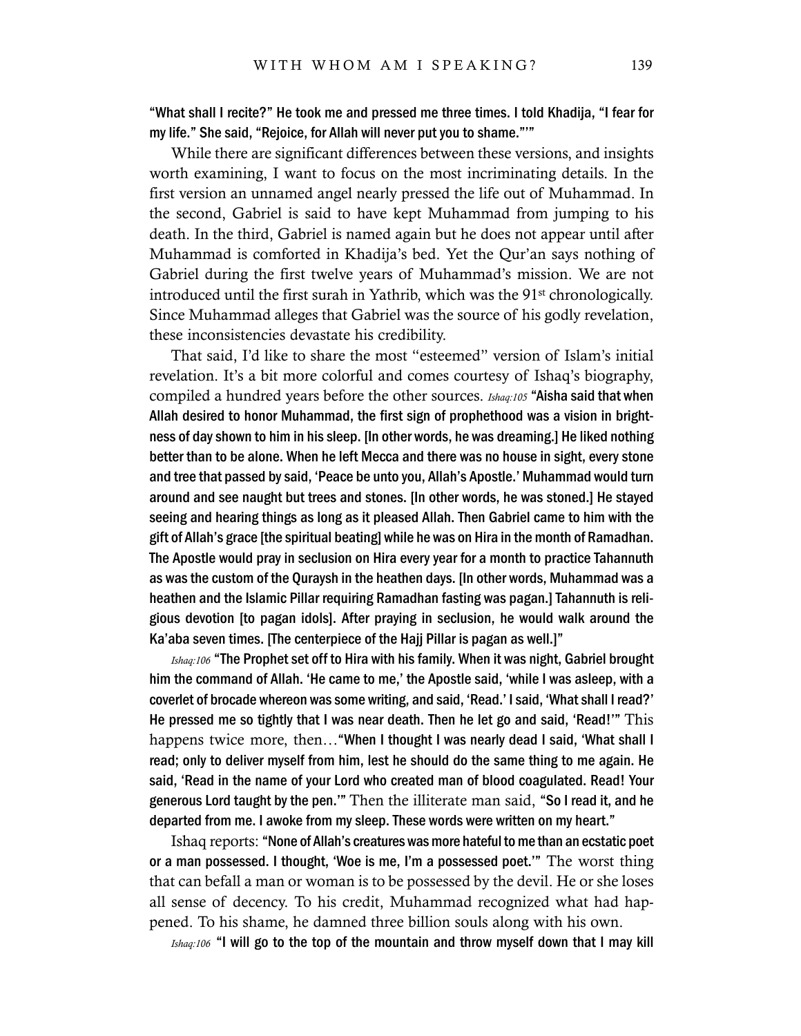**"What shall I recite?" He took me and pressed me three times. I told Khadija, "I fear for my life." She said, "Rejoice, for Allah will never put you to shame."'"**

While there are significant differences between these versions, and insights worth examining, I want to focus on the most incriminating details. In the first version an unnamed angel nearly pressed the life out of Muhammad. In the second, Gabriel is said to have kept Muhammad from jumping to his death. In the third, Gabriel is named again but he does not appear until after Muhammad is comforted in Khadija's bed. Yet the Qur'an says nothing of Gabriel during the first twelve years of Muhammad's mission. We are not introduced until the first surah in Yathrib, which was the 91st chronologically. Since Muhammad alleges that Gabriel was the source of his godly revelation, these inconsistencies devastate his credibility.

That said, I'd like to share the most "esteemed" version of Islam's initial revelation. It's a bit more colorful and comes courtesy of Ishaq's biography, compiled a hundred years before the other sources. *Ishaq:105* **"Aisha said that when Allah desired to honor Muhammad, the first sign of prophethood was a vision in brightness of day shown to him in his sleep. [In other words, he was dreaming.] He liked nothing better than to be alone. When he left Mecca and there was no house in sight, every stone and tree that passed by said, 'Peace be unto you, Allah's Apostle.' Muhammad would turn around and see naught but trees and stones. [In other words, he was stoned.] He stayed seeing and hearing things as long as it pleased Allah. Then Gabriel came to him with the gift of Allah's grace [the spiritual beating] while he was on Hira in the month of Ramadhan. The Apostle would pray in seclusion on Hira every year for a month to practice Tahannuth as was the custom of the Quraysh in the heathen days. [In other words, Muhammad was a heathen and the Islamic Pillar requiring Ramadhan fasting was pagan.] Tahannuth is religious devotion [to pagan idols]. After praying in seclusion, he would walk around the Ka'aba seven times. [The centerpiece of the Hajj Pillar is pagan as well.]"**

*Ishaq:106* **"The Prophet set off to Hira with his family. When it was night, Gabriel brought him the command of Allah. 'He came to me,' the Apostle said, 'while I was asleep, with a coverlet of brocade whereon was some writing, and said, 'Read.' I said, 'What shall I read?' He pressed me so tightly that I was near death. Then he let go and said, 'Read!'"** This happens twice more, then…**"When I thought I was nearly dead I said, 'What shall I read; only to deliver myself from him, lest he should do the same thing to me again. He said, 'Read in the name of your Lord who created man of blood coagulated. Read! Your generous Lord taught by the pen.'"** Then the illiterate man said, **"So I read it, and he departed from me. I awoke from my sleep. These words were written on my heart."**

Ishaq reports: **"None of Allah's creatures was more hateful to me than an ecstatic poet or a man possessed. I thought, 'Woe is me, I'm a possessed poet.'"** The worst thing that can befall a man or woman is to be possessed by the devil. He or she loses all sense of decency. To his credit, Muhammad recognized what had happened. To his shame, he damned three billion souls along with his own.

*Ishaq:106* **"I will go to the top of the mountain and throw myself down that I may kill**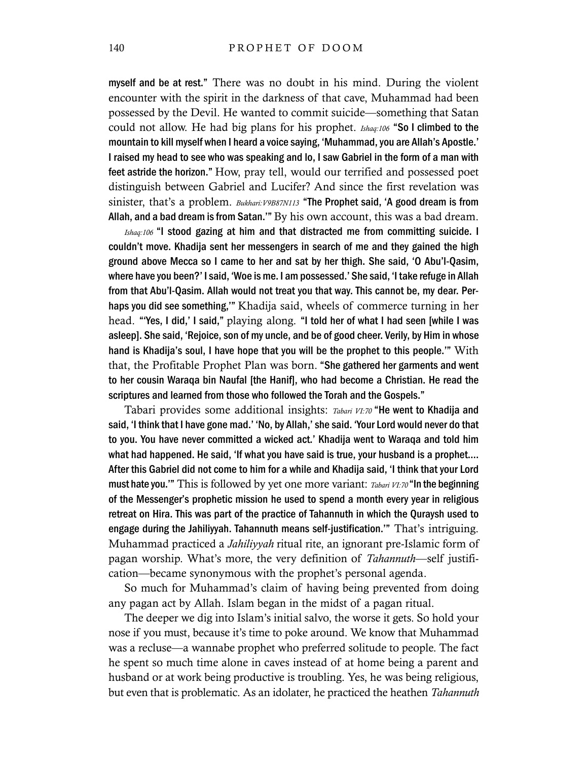**myself and be at rest."** There was no doubt in his mind. During the violent encounter with the spirit in the darkness of that cave, Muhammad had been possessed by the Devil. He wanted to commit suicide—something that Satan could not allow. He had big plans for his prophet. *Ishaq:106* **"So I climbed to the mountain to kill myself when I heard a voice saying, 'Muhammad, you are Allah's Apostle.' I raised my head to see who was speaking and lo, I saw Gabriel in the form of a man with feet astride the horizon."** How, pray tell, would our terrified and possessed poet distinguish between Gabriel and Lucifer? And since the first revelation was sinister, that's a problem. *Bukhari:V9B87N113* **"The Prophet said, 'A good dream is from Allah, and a bad dream is from Satan.'"** By his own account, this was a bad dream.

*Ishaq:106* **"I stood gazing at him and that distracted me from committing suicide. I couldn't move. Khadija sent her messengers in search of me and they gained the high ground above Mecca so I came to her and sat by her thigh. She said, 'O Abu'l-Qasim, where have you been?' I said, 'Woe is me. I am possessed.' She said, 'I take refuge in Allah from that Abu'l-Qasim. Allah would not treat you that way. This cannot be, my dear. Perhaps you did see something,'"** Khadija said, wheels of commerce turning in her head. **"'Yes, I did,' I said,"** playing along. **"I told her of what I had seen [while I was asleep]. She said, 'Rejoice, son of my uncle, and be of good cheer. Verily, by Him in whose hand is Khadija's soul, I have hope that you will be the prophet to this people.'"** With that, the Profitable Prophet Plan was born. **"She gathered her garments and went to her cousin Waraqa bin Naufal [the Hanif], who had become a Christian. He read the scriptures and learned from those who followed the Torah and the Gospels."**

Tabari provides some additional insights: *Tabari VI:70* **"He went to Khadija and said, 'I think that I have gone mad.' 'No, by Allah,' she said. 'Your Lord would never do that to you. You have never committed a wicked act.' Khadija went to Waraqa and told him what had happened. He said, 'If what you have said is true, your husband is a prophet.... After this Gabriel did not come to him for a while and Khadija said, 'I think that your Lord must hate you.'"** This is followed by yet one more variant: *Tabari VI:70* **"In the beginning of the Messenger's prophetic mission he used to spend a month every year in religious retreat on Hira. This was part of the practice of Tahannuth in which the Quraysh used to engage during the Jahiliyyah. Tahannuth means self-justification.'"** That's intriguing. Muhammad practiced a *Jahiliyyah* ritual rite, an ignorant pre-Islamic form of pagan worship. What's more, the very definition of *Tahannuth*—self justification—became synonymous with the prophet's personal agenda.

So much for Muhammad's claim of having being prevented from doing any pagan act by Allah. Islam began in the midst of a pagan ritual.

The deeper we dig into Islam's initial salvo, the worse it gets. So hold your nose if you must, because it's time to poke around. We know that Muhammad was a recluse—a wannabe prophet who preferred solitude to people. The fact he spent so much time alone in caves instead of at home being a parent and husband or at work being productive is troubling. Yes, he was being religious, but even that is problematic. As an idolater, he practiced the heathen *Tahannuth*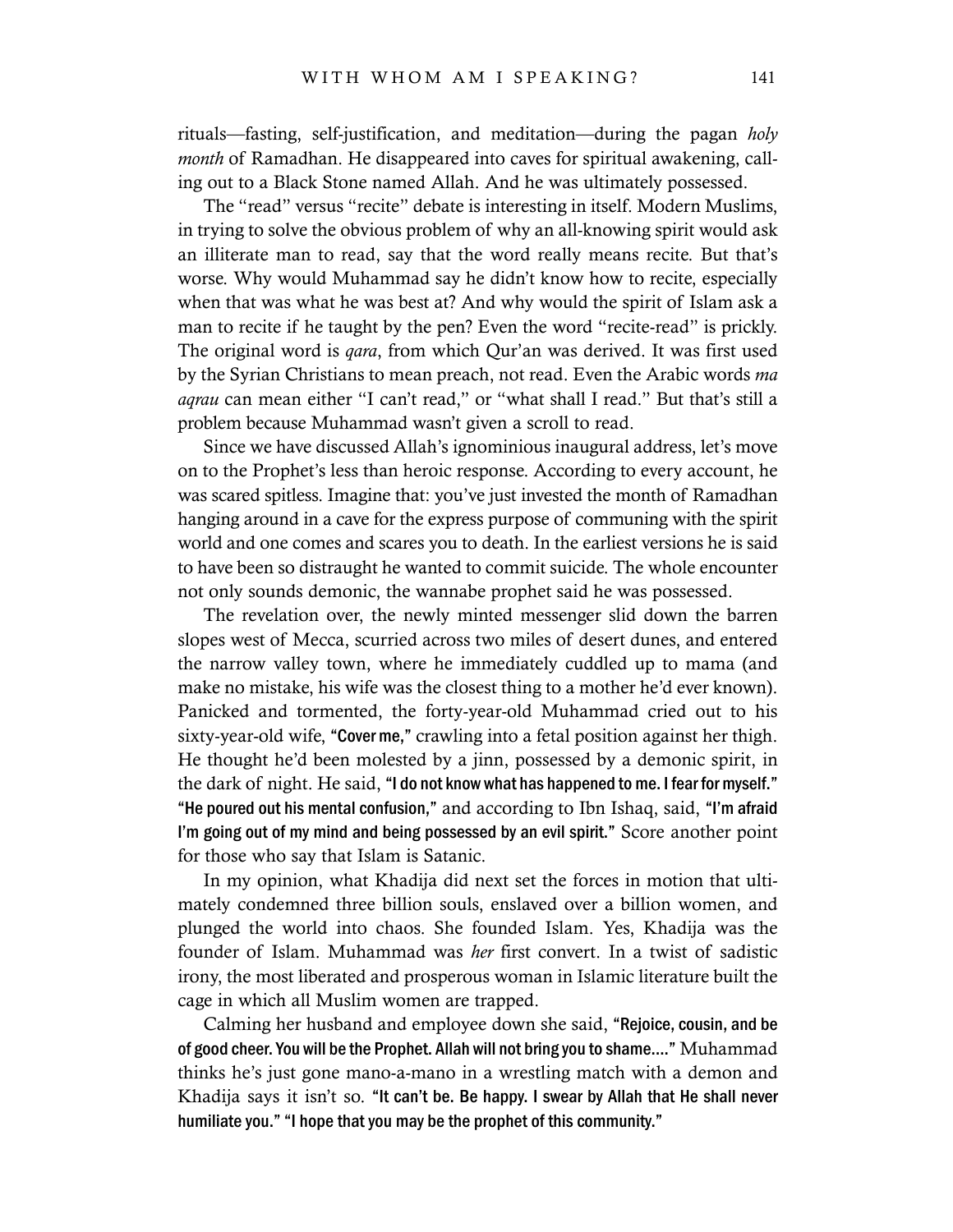rituals—fasting, self-justification, and meditation—during the pagan *holy month* of Ramadhan. He disappeared into caves for spiritual awakening, calling out to a Black Stone named Allah. And he was ultimately possessed.

The "read" versus "recite" debate is interesting in itself. Modern Muslims, in trying to solve the obvious problem of why an all-knowing spirit would ask an illiterate man to read, say that the word really means recite. But that's worse. Why would Muhammad say he didn't know how to recite, especially when that was what he was best at? And why would the spirit of Islam ask a man to recite if he taught by the pen? Even the word "recite-read" is prickly. The original word is *qara*, from which Qur'an was derived. It was first used by the Syrian Christians to mean preach, not read. Even the Arabic words *ma aqrau* can mean either "I can't read," or "what shall I read." But that's still a problem because Muhammad wasn't given a scroll to read.

Since we have discussed Allah's ignominious inaugural address, let's move on to the Prophet's less than heroic response. According to every account, he was scared spitless. Imagine that: you've just invested the month of Ramadhan hanging around in a cave for the express purpose of communing with the spirit world and one comes and scares you to death. In the earliest versions he is said to have been so distraught he wanted to commit suicide. The whole encounter not only sounds demonic, the wannabe prophet said he was possessed.

The revelation over, the newly minted messenger slid down the barren slopes west of Mecca, scurried across two miles of desert dunes, and entered the narrow valley town, where he immediately cuddled up to mama (and make no mistake, his wife was the closest thing to a mother he'd ever known). Panicked and tormented, the forty-year-old Muhammad cried out to his sixty-year-old wife, "Cover me," crawling into a fetal position against her thigh. He thought he'd been molested by a jinn, possessed by a demonic spirit, in the dark of night. He said, "I do not know what has happened to me. I fear for myself." "He poured out his mental confusion," and according to Ibn Ishaq, said, "I'm afraid I'm going out of my mind and being possessed by an evil spirit." Score another point for those who say that Islam is Satanic.

In my opinion, what Khadija did next set the forces in motion that ultimately condemned three billion souls, enslaved over a billion women, and plunged the world into chaos. She founded Islam. Yes, Khadija was the founder of Islam. Muhammad was *her* first convert. In a twist of sadistic irony, the most liberated and prosperous woman in Islamic literature built the cage in which all Muslim women are trapped.

Calming her husband and employee down she said, "Rejoice, cousin, and be of good cheer. You will be the Prophet. Allah will not bring you to shame…." Muhammad thinks he's just gone mano-a-mano in a wrestling match with a demon and Khadija says it isn't so. "It can't be. Be happy. I swear by Allah that He shall never humiliate you." "I hope that you may be the prophet of this community."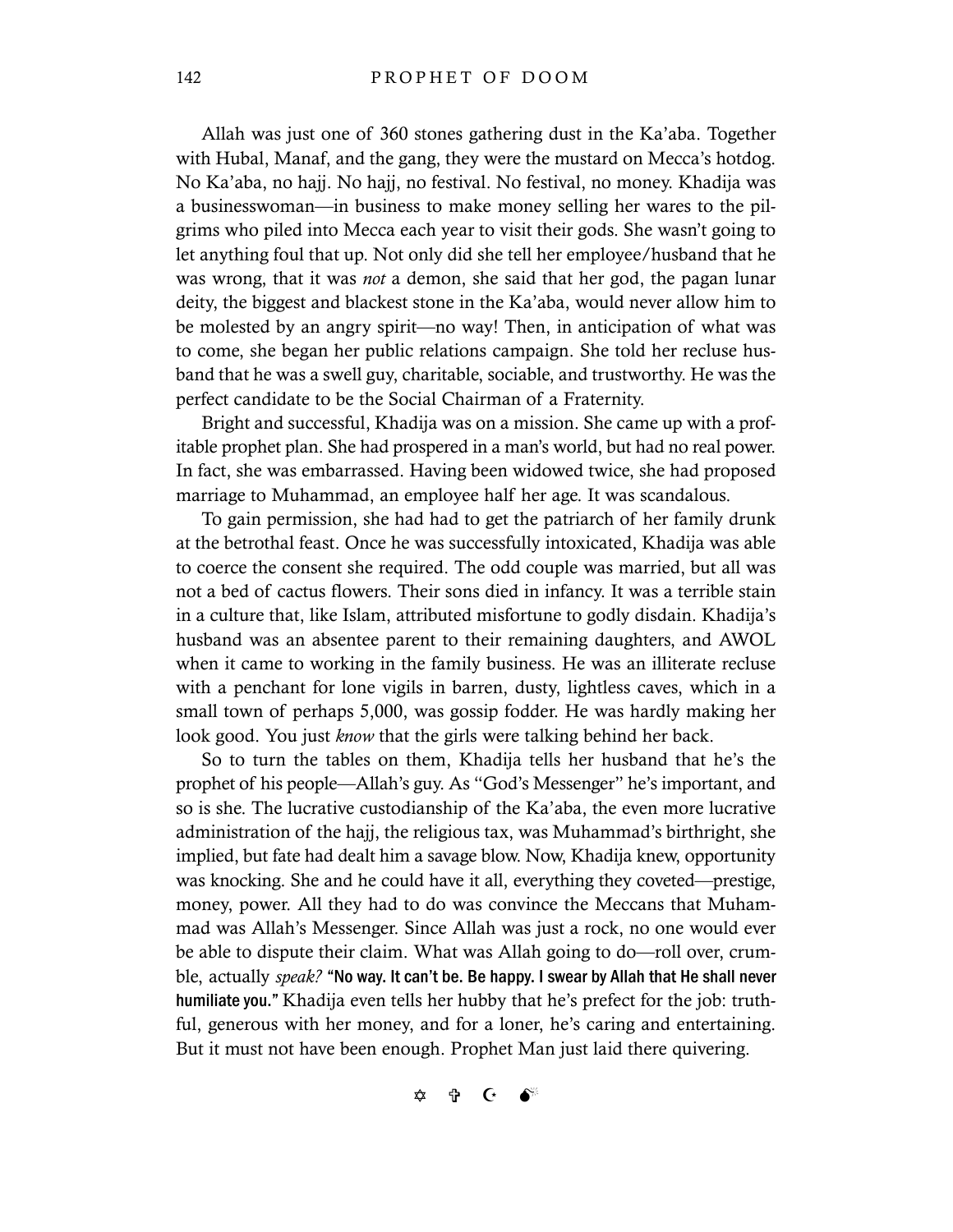Allah was just one of 360 stones gathering dust in the Ka'aba. Together with Hubal, Manaf, and the gang, they were the mustard on Mecca's hotdog. No Ka'aba, no hajj. No hajj, no festival. No festival, no money. Khadija was a businesswoman—in business to make money selling her wares to the pilgrims who piled into Mecca each year to visit their gods. She wasn't going to let anything foul that up. Not only did she tell her employee/husband that he was wrong, that it was *not* a demon, she said that her god, the pagan lunar deity, the biggest and blackest stone in the Ka'aba, would never allow him to be molested by an angry spirit—no way! Then, in anticipation of what was to come, she began her public relations campaign. She told her recluse husband that he was a swell guy, charitable, sociable, and trustworthy. He was the perfect candidate to be the Social Chairman of a Fraternity.

Bright and successful, Khadija was on a mission. She came up with a profitable prophet plan. She had prospered in a man's world, but had no real power. In fact, she was embarrassed. Having been widowed twice, she had proposed marriage to Muhammad, an employee half her age. It was scandalous.

To gain permission, she had had to get the patriarch of her family drunk at the betrothal feast. Once he was successfully intoxicated, Khadija was able to coerce the consent she required. The odd couple was married, but all was not a bed of cactus flowers. Their sons died in infancy. It was a terrible stain in a culture that, like Islam, attributed misfortune to godly disdain. Khadija's husband was an absentee parent to their remaining daughters, and AWOL when it came to working in the family business. He was an illiterate recluse with a penchant for lone vigils in barren, dusty, lightless caves, which in a small town of perhaps 5,000, was gossip fodder. He was hardly making her look good. You just *know* that the girls were talking behind her back.

So to turn the tables on them, Khadija tells her husband that he's the prophet of his people—Allah's guy. As "God's Messenger" he's important, and so is she. The lucrative custodianship of the Ka'aba, the even more lucrative administration of the hajj, the religious tax, was Muhammad's birthright, she implied, but fate had dealt him a savage blow. Now, Khadija knew, opportunity was knocking. She and he could have it all, everything they coveted—prestige, money, power. All they had to do was convince the Meccans that Muhammad was Allah's Messenger. Since Allah was just a rock, no one would ever be able to dispute their claim. What was Allah going to do—roll over, crumble, actually *speak?* **"No way. It can't be. Be happy. I swear by Allah that He shall never humiliate you."** Khadija even tells her hubby that he's prefect for the job: truthful, generous with her money, and for a loner, he's caring and entertaining. But it must not have been enough. Prophet Man just laid there quivering.

✡ ✞ ☪ 💣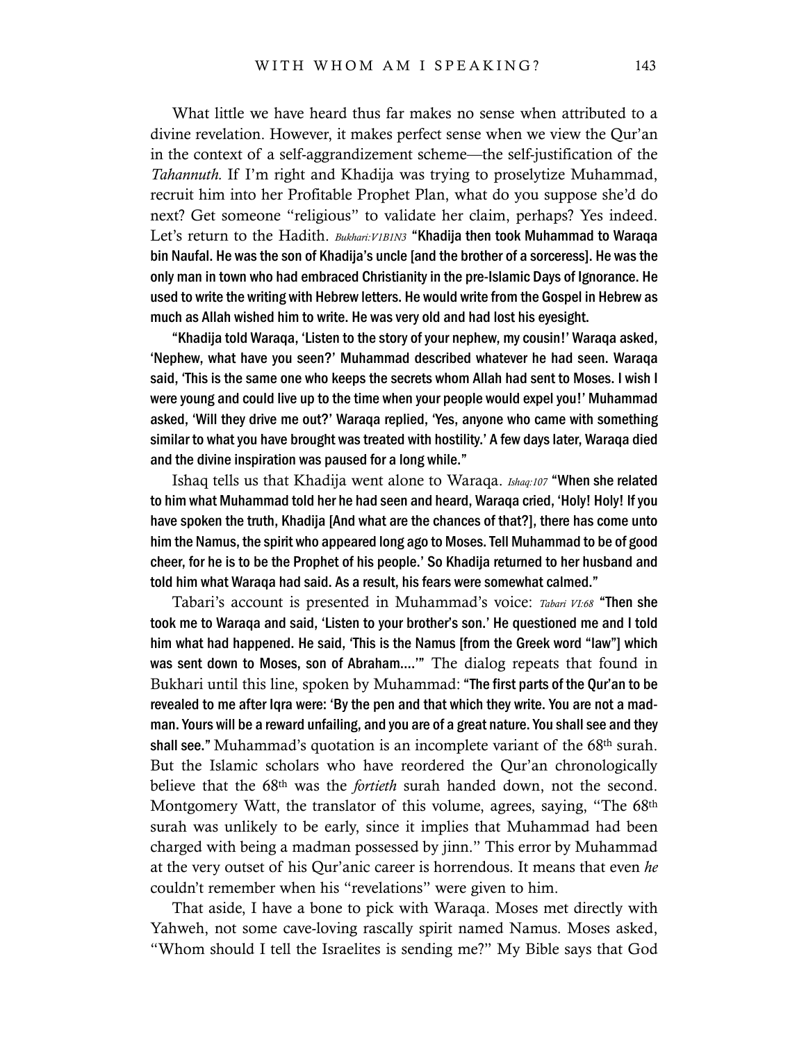What little we have heard thus far makes no sense when attributed to a divine revelation. However, it makes perfect sense when we view the Qur'an in the context of a self-aggrandizement scheme—the self-justification of the *Tahannuth.* If I'm right and Khadija was trying to proselytize Muhammad, recruit him into her Profitable Prophet Plan, what do you suppose she'd do next? Get someone "religious" to validate her claim, perhaps? Yes indeed. Let's return to the Hadith. *Bukhari:V1B1N3* **"Khadija then took Muhammad to Waraqa bin Naufal. He was the son of Khadija's uncle [and the brother of a sorceress]. He was the only man in town who had embraced Christianity in the pre-Islamic Days of Ignorance. He used to write the writing with Hebrew letters. He would write from the Gospel in Hebrew as much as Allah wished him to write. He was very old and had lost his eyesight.**

**"Khadija told Waraqa, 'Listen to the story of your nephew, my cousin!' Waraqa asked, 'Nephew, what have you seen?' Muhammad described whatever he had seen. Waraqa said, 'This is the same one who keeps the secrets whom Allah had sent to Moses. I wish I were young and could live up to the time when your people would expel you!' Muhammad asked, 'Will they drive me out?' Waraqa replied, 'Yes, anyone who came with something similar to what you have brought was treated with hostility.' A few days later, Waraqa died and the divine inspiration was paused for a long while."**

Ishaq tells us that Khadija went alone to Waraqa. *Ishaq:107* **"When she related to him what Muhammad told her he had seen and heard, Waraqa cried, 'Holy! Holy! If you have spoken the truth, Khadija [And what are the chances of that?], there has come unto him the Namus, the spirit who appeared long ago to Moses. Tell Muhammad to be of good cheer, for he is to be the Prophet of his people.' So Khadija returned to her husband and told him what Waraqa had said. As a result, his fears were somewhat calmed."**

Tabari's account is presented in Muhammad's voice: *Tabari VI:68* **"Then she took me to Waraqa and said, 'Listen to your brother's son.' He questioned me and I told him what had happened. He said, 'This is the Namus [from the Greek word "law"] which was sent down to Moses, son of Abraham....'"** The dialog repeats that found in Bukhari until this line, spoken by Muhammad: **"The first parts of the Qur'an to be revealed to me after Iqra were: 'By the pen and that which they write. You are not a madman. Yours will be a reward unfailing, and you are of a great nature. You shall see and they shall see."** Muhammad's quotation is an incomplete variant of the 68th surah. But the Islamic scholars who have reordered the Qur'an chronologically believe that the 68th was the *fortieth* surah handed down, not the second. Montgomery Watt, the translator of this volume, agrees, saying, "The 68th surah was unlikely to be early, since it implies that Muhammad had been charged with being a madman possessed by jinn." This error by Muhammad at the very outset of his Qur'anic career is horrendous. It means that even *he* couldn't remember when his "revelations" were given to him.

That aside, I have a bone to pick with Waraqa. Moses met directly with Yahweh, not some cave-loving rascally spirit named Namus. Moses asked, "Whom should I tell the Israelites is sending me?" My Bible says that God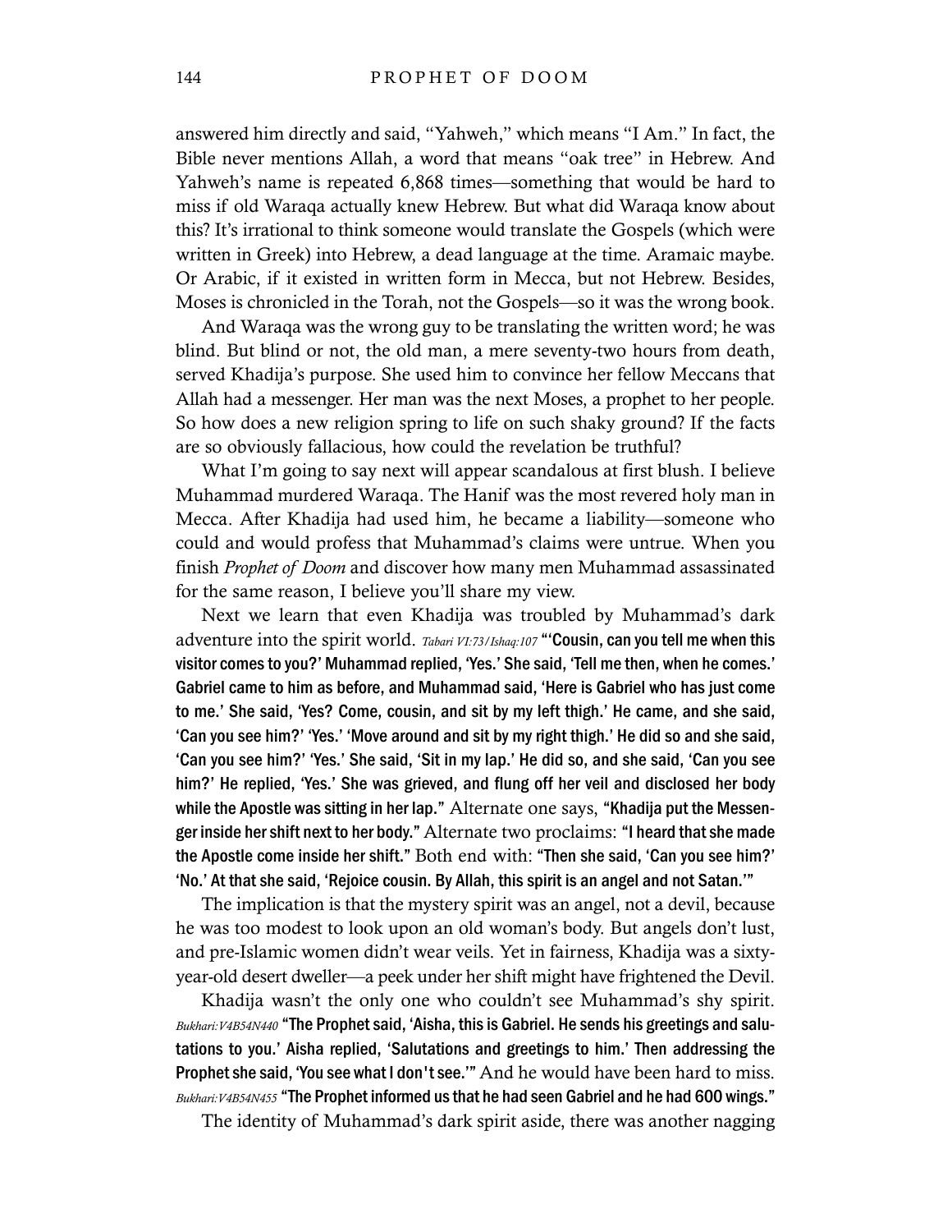answered him directly and said, "Yahweh," which means "I Am." In fact, the Bible never mentions Allah, a word that means "oak tree" in Hebrew. And Yahweh's name is repeated 6,868 times—something that would be hard to miss if old Waraqa actually knew Hebrew. But what did Waraqa know about this? It's irrational to think someone would translate the Gospels (which were written in Greek) into Hebrew, a dead language at the time. Aramaic maybe. Or Arabic, if it existed in written form in Mecca, but not Hebrew. Besides, Moses is chronicled in the Torah, not the Gospels—so it was the wrong book.

And Waraqa was the wrong guy to be translating the written word; he was blind. But blind or not, the old man, a mere seventy-two hours from death, served Khadija's purpose. She used him to convince her fellow Meccans that Allah had a messenger. Her man was the next Moses, a prophet to her people. So how does a new religion spring to life on such shaky ground? If the facts are so obviously fallacious, how could the revelation be truthful?

What I'm going to say next will appear scandalous at first blush. I believe Muhammad murdered Waraqa. The Hanif was the most revered holy man in Mecca. After Khadija had used him, he became a liability—someone who could and would profess that Muhammad's claims were untrue. When you finish *Prophet of Doom* and discover how many men Muhammad assassinated for the same reason, I believe you'll share my view.

Next we learn that even Khadija was troubled by Muhammad's dark adventure into the spirit world. *Tabari VI:73/Ishaq:107* **"'Cousin, can you tell me when this visitor comes to you?' Muhammad replied, 'Yes.' She said, 'Tell me then, when he comes.' Gabriel came to him as before, and Muhammad said, 'Here is Gabriel who has just come to me.' She said, 'Yes? Come, cousin, and sit by my left thigh.' He came, and she said, 'Can you see him?' 'Yes.' 'Move around and sit by my right thigh.' He did so and she said, 'Can you see him?' 'Yes.' She said, 'Sit in my lap.' He did so, and she said, 'Can you see him?' He replied, 'Yes.' She was grieved, and flung off her veil and disclosed her body while the Apostle was sitting in her lap."** Alternate one says, **"Khadija put the Messenger inside her shift next to her body."** Alternate two proclaims: **"I heard that she made the Apostle come inside her shift."** Both end with: **"Then she said, 'Can you see him?' 'No.' At that she said, 'Rejoice cousin. By Allah, this spirit is an angel and not Satan.'"**

The implication is that the mystery spirit was an angel, not a devil, because he was too modest to look upon an old woman's body. But angels don't lust, and pre-Islamic women didn't wear veils. Yet in fairness, Khadija was a sixty-year-old desert dweller—a peek under her shift might have frightened the Devil.

Khadija wasn't the only one who couldn't see Muhammad's shy spirit. *Bukhari:V4B54N440* **"The Prophet said, 'Aisha, this is Gabriel. He sends his greetings and salutations to you.' Aisha replied, 'Salutations and greetings to him.' Then addressing the Prophet she said, 'You see what I don't see.'"** And he would have been hard to miss. *Bukhari:V4B54N455* **"The Prophet informed us that he had seen Gabriel and he had 600 wings."**

The identity of Muhammad's dark spirit aside, there was another nagging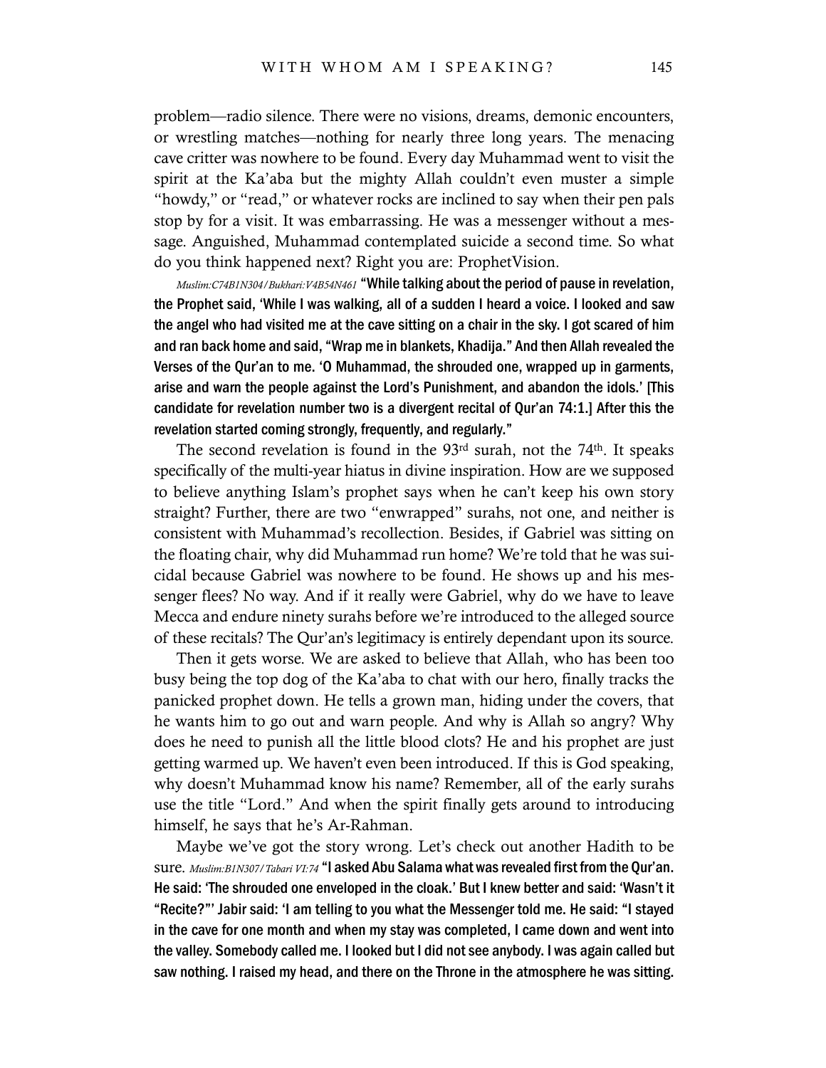problem—radio silence. There were no visions, dreams, demonic encounters, or wrestling matches—nothing for nearly three long years. The menacing cave critter was nowhere to be found. Every day Muhammad went to visit the spirit at the Ka'aba but the mighty Allah couldn't even muster a simple "howdy," or "read," or whatever rocks are inclined to say when their pen pals stop by for a visit. It was embarrassing. He was a messenger without a message. Anguished, Muhammad contemplated suicide a second time. So what do you think happened next? Right you are: ProphetVision.

*Muslim:C74B1N304/Bukhari:V4B54N461* **"While talking about the period of pause in revelation, the Prophet said, 'While I was walking, all of a sudden I heard a voice. I looked and saw the angel who had visited me at the cave sitting on a chair in the sky. I got scared of him and ran back home and said, "Wrap me in blankets, Khadija." And then Allah revealed the Verses of the Qur'an to me. 'O Muhammad, the shrouded one, wrapped up in garments, arise and warn the people against the Lord's Punishment, and abandon the idols.' [This candidate for revelation number two is a divergent recital of Qur'an 74:1.] After this the revelation started coming strongly, frequently, and regularly."**

The second revelation is found in the 93rd surah, not the 74th. It speaks specifically of the multi-year hiatus in divine inspiration. How are we supposed to believe anything Islam's prophet says when he can't keep his own story straight? Further, there are two "enwrapped" surahs, not one, and neither is consistent with Muhammad's recollection. Besides, if Gabriel was sitting on the floating chair, why did Muhammad run home? We're told that he was suicidal because Gabriel was nowhere to be found. He shows up and his messenger flees? No way. And if it really were Gabriel, why do we have to leave Mecca and endure ninety surahs before we're introduced to the alleged source of these recitals? The Qur'an's legitimacy is entirely dependant upon its source.

Then it gets worse. We are asked to believe that Allah, who has been too busy being the top dog of the Ka'aba to chat with our hero, finally tracks the panicked prophet down. He tells a grown man, hiding under the covers, that he wants him to go out and warn people. And why is Allah so angry? Why does he need to punish all the little blood clots? He and his prophet are just getting warmed up. We haven't even been introduced. If this is God speaking, why doesn't Muhammad know his name? Remember, all of the early surahs use the title "Lord." And when the spirit finally gets around to introducing himself, he says that he's Ar-Rahman.

Maybe we've got the story wrong. Let's check out another Hadith to be sure. *Muslim:B1N307/Tabari VI:74* **"I asked Abu Salama what was revealed first from the Qur'an. He said: 'The shrouded one enveloped in the cloak.' But I knew better and said: 'Wasn't it "Recite?"' Jabir said: 'I am telling to you what the Messenger told me. He said: "I stayed in the cave for one month and when my stay was completed, I came down and went into the valley. Somebody called me. I looked but I did not see anybody. I was again called but saw nothing. I raised my head, and there on the Throne in the atmosphere he was sitting.**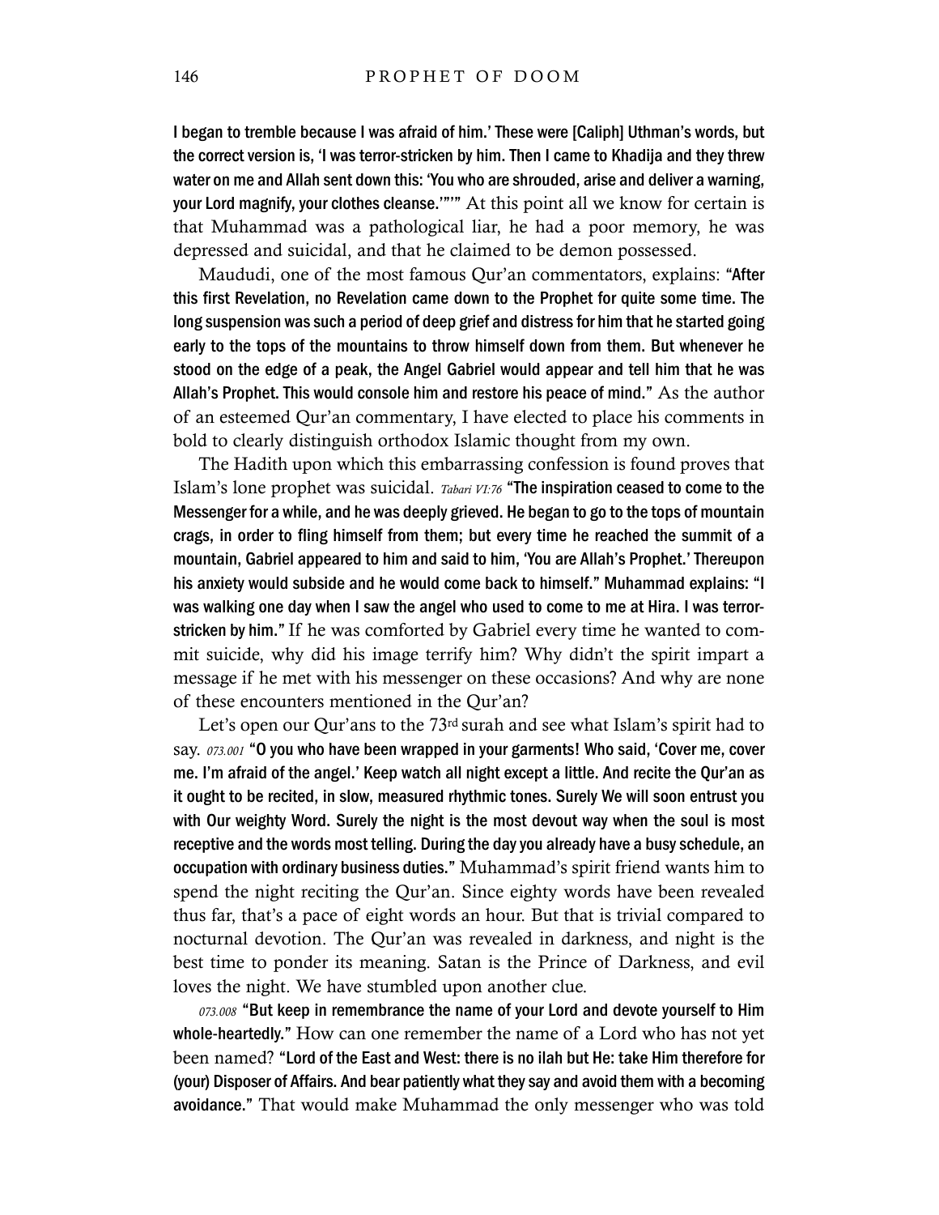**I began to tremble because I was afraid of him.' These were [Caliph] Uthman's words, but the correct version is, 'I was terror-stricken by him. Then I came to Khadija and they threw water on me and Allah sent down this: 'You who are shrouded, arise and deliver a warning, your Lord magnify, your clothes cleanse.'"'"** At this point all we know for certain is that Muhammad was a pathological liar, he had a poor memory, he was depressed and suicidal, and that he claimed to be demon possessed.

Maududi, one of the most famous Qur'an commentators, explains: **"After this first Revelation, no Revelation came down to the Prophet for quite some time. The long suspension was such a period of deep grief and distress for him that he started going early to the tops of the mountains to throw himself down from them. But whenever he stood on the edge of a peak, the Angel Gabriel would appear and tell him that he was Allah's Prophet. This would console him and restore his peace of mind."** As the author of an esteemed Qur'an commentary, I have elected to place his comments in bold to clearly distinguish orthodox Islamic thought from my own.

The Hadith upon which this embarrassing confession is found proves that Islam's lone prophet was suicidal. *Tabari VI:76* **"The inspiration ceased to come to the Messenger for a while, and he was deeply grieved. He began to go to the tops of mountain crags, in order to fling himself from them; but every time he reached the summit of a mountain, Gabriel appeared to him and said to him, 'You are Allah's Prophet.' Thereupon his anxiety would subside and he would come back to himself." Muhammad explains: "I was walking one day when I saw the angel who used to come to me at Hira. I was terror-stricken by him."** If he was comforted by Gabriel every time he wanted to commit suicide, why did his image terrify him? Why didn't the spirit impart a message if he met with his messenger on these occasions? And why are none of these encounters mentioned in the Qur'an?

Let's open our Qur'ans to the 73rd surah and see what Islam's spirit had to say. *073.001* **"O you who have been wrapped in your garments! Who said, 'Cover me, cover me. I'm afraid of the angel.' Keep watch all night except a little. And recite the Qur'an as it ought to be recited, in slow, measured rhythmic tones. Surely We will soon entrust you with Our weighty Word. Surely the night is the most devout way when the soul is most receptive and the words most telling. During the day you already have a busy schedule, an occupation with ordinary business duties."** Muhammad's spirit friend wants him to spend the night reciting the Qur'an. Since eighty words have been revealed thus far, that's a pace of eight words an hour. But that is trivial compared to nocturnal devotion. The Qur'an was revealed in darkness, and night is the best time to ponder its meaning. Satan is the Prince of Darkness, and evil loves the night. We have stumbled upon another clue.

*073.008* **"But keep in remembrance the name of your Lord and devote yourself to Him whole-heartedly."** How can one remember the name of a Lord who has not yet been named? **"Lord of the East and West: there is no ilah but He: take Him therefore for (your) Disposer of Affairs. And bear patiently what they say and avoid them with a becoming avoidance."** That would make Muhammad the only messenger who was told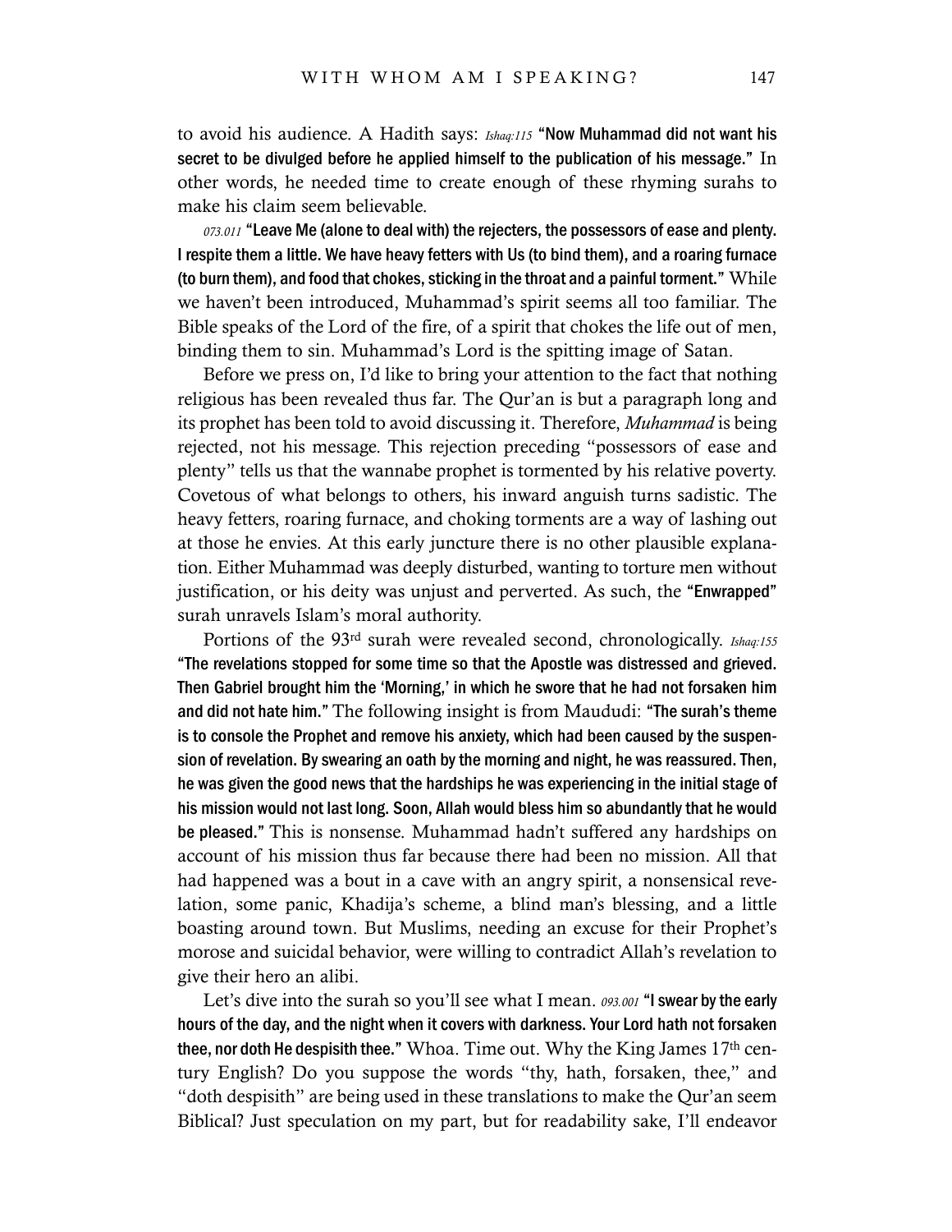to avoid his audience. A Hadith says: *Ishaq:115* **"Now Muhammad did not want his secret to be divulged before he applied himself to the publication of his message."** In other words, he needed time to create enough of these rhyming surahs to make his claim seem believable.

*073.011* **"Leave Me (alone to deal with) the rejecters, the possessors of ease and plenty. I respite them a little. We have heavy fetters with Us (to bind them), and a roaring furnace (to burn them), and food that chokes, sticking in the throat and a painful torment."** While we haven't been introduced, Muhammad's spirit seems all too familiar. The Bible speaks of the Lord of the fire, of a spirit that chokes the life out of men, binding them to sin. Muhammad's Lord is the spitting image of Satan.

Before we press on, I'd like to bring your attention to the fact that nothing religious has been revealed thus far. The Qur'an is but a paragraph long and its prophet has been told to avoid discussing it. Therefore, *Muhammad* is being rejected, not his message. This rejection preceding "possessors of ease and plenty" tells us that the wannabe prophet is tormented by his relative poverty. Covetous of what belongs to others, his inward anguish turns sadistic. The heavy fetters, roaring furnace, and choking torments are a way of lashing out at those he envies. At this early juncture there is no other plausible explanation. Either Muhammad was deeply disturbed, wanting to torture men without justification, or his deity was unjust and perverted. As such, the **"Enwrapped"** surah unravels Islam's moral authority.

Portions of the 93rd surah were revealed second, chronologically. *Ishaq:155* **"The revelations stopped for some time so that the Apostle was distressed and grieved. Then Gabriel brought him the 'Morning,' in which he swore that he had not forsaken him and did not hate him."** The following insight is from Maududi: **"The surah's theme is to console the Prophet and remove his anxiety, which had been caused by the suspension of revelation. By swearing an oath by the morning and night, he was reassured. Then, he was given the good news that the hardships he was experiencing in the initial stage of his mission would not last long. Soon, Allah would bless him so abundantly that he would be pleased."** This is nonsense. Muhammad hadn't suffered any hardships on account of his mission thus far because there had been no mission. All that had happened was a bout in a cave with an angry spirit, a nonsensical revelation, some panic, Khadija's scheme, a blind man's blessing, and a little boasting around town. But Muslims, needing an excuse for their Prophet's morose and suicidal behavior, were willing to contradict Allah's revelation to give their hero an alibi.

Let's dive into the surah so you'll see what I mean. *093.001* **"I swear by the early hours of the day, and the night when it covers with darkness. Your Lord hath not forsaken thee, nor doth He despisith thee."** Whoa. Time out. Why the King James 17th century English? Do you suppose the words "thy, hath, forsaken, thee," and "doth despisith" are being used in these translations to make the Qur'an seem Biblical? Just speculation on my part, but for readability sake, I'll endeavor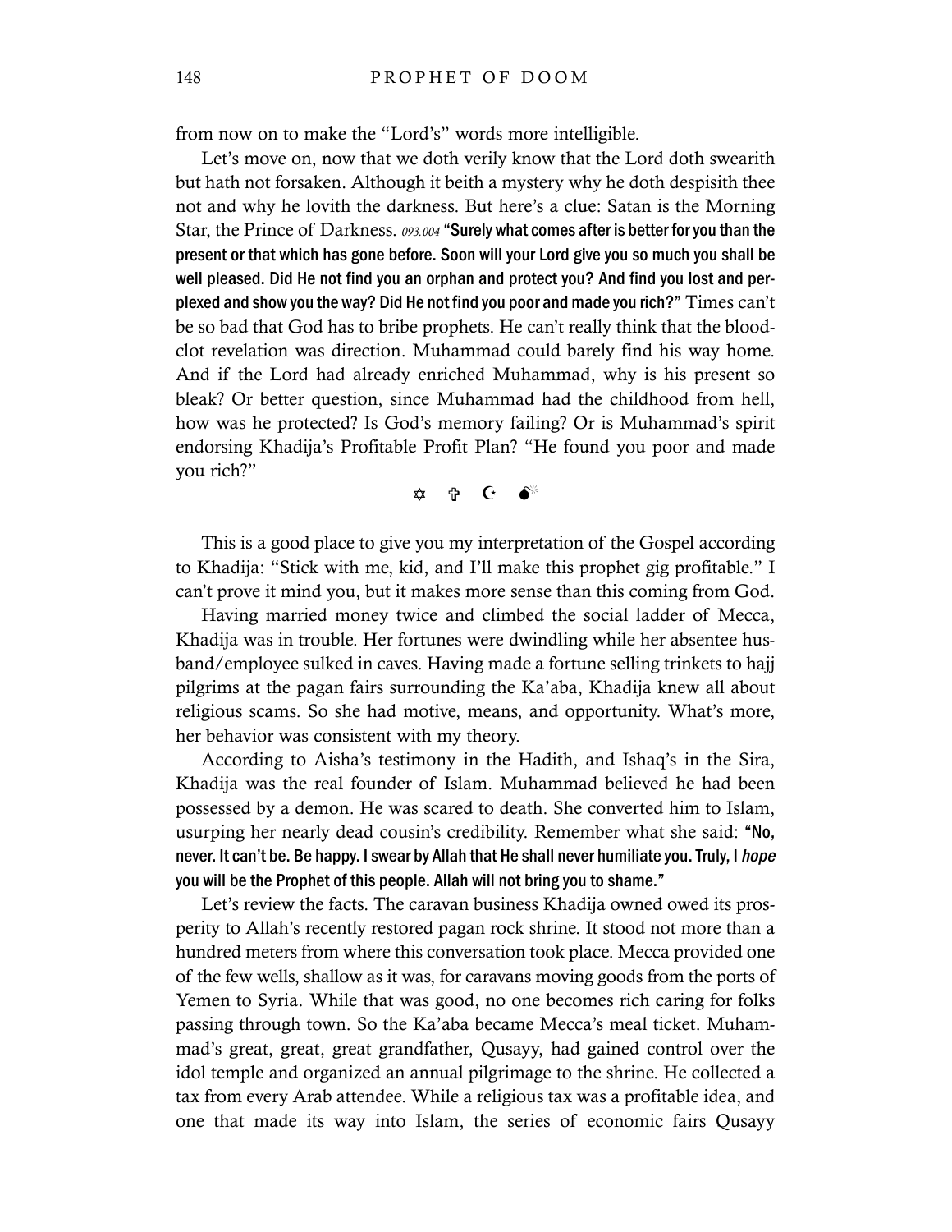from now on to make the "Lord's" words more intelligible.

Let's move on, now that we doth verily know that the Lord doth swearith but hath not forsaken. Although it beith a mystery why he doth despisith thee not and why he lovith the darkness. But here's a clue: Satan is the Morning Star, the Prince of Darkness. *093.004* **"Surely what comes after is better for you than the present or that which has gone before. Soon will your Lord give you so much you shall be well pleased. Did He not find you an orphan and protect you? And find you lost and perplexed and show you the way? Did He not find you poor and made you rich?"** Times can't be so bad that God has to bribe prophets. He can't really think that the blood-clot revelation was direction. Muhammad could barely find his way home. And if the Lord had already enriched Muhammad, why is his present so bleak? Or better question, since Muhammad had the childhood from hell, how was he protected? Is God's memory failing? Or is Muhammad's spirit endorsing Khadija's Profitable Profit Plan? "He found you poor and made you rich?"

✡ ✞ ☪ 💣

This is a good place to give you my interpretation of the Gospel according to Khadija: "Stick with me, kid, and I'll make this prophet gig profitable." I can't prove it mind you, but it makes more sense than this coming from God.

Having married money twice and climbed the social ladder of Mecca, Khadija was in trouble. Her fortunes were dwindling while her absentee husband/employee sulked in caves. Having made a fortune selling trinkets to hajj pilgrims at the pagan fairs surrounding the Ka'aba, Khadija knew all about religious scams. So she had motive, means, and opportunity. What's more, her behavior was consistent with my theory.

According to Aisha's testimony in the Hadith, and Ishaq's in the Sira, Khadija was the real founder of Islam. Muhammad believed he had been possessed by a demon. He was scared to death. She converted him to Islam, usurping her nearly dead cousin's credibility. Remember what she said: **"No, never. It can't be. Be happy. I swear by Allah that He shall never humiliate you. Truly, I *hope* you will be the Prophet of this people. Allah will not bring you to shame."**

Let's review the facts. The caravan business Khadija owned owed its prosperity to Allah's recently restored pagan rock shrine. It stood not more than a hundred meters from where this conversation took place. Mecca provided one of the few wells, shallow as it was, for caravans moving goods from the ports of Yemen to Syria. While that was good, no one becomes rich caring for folks passing through town. So the Ka'aba became Mecca's meal ticket. Muhammad's great, great, great grandfather, Qusayy, had gained control over the idol temple and organized an annual pilgrimage to the shrine. He collected a tax from every Arab attendee. While a religious tax was a profitable idea, and one that made its way into Islam, the series of economic fairs Qusayy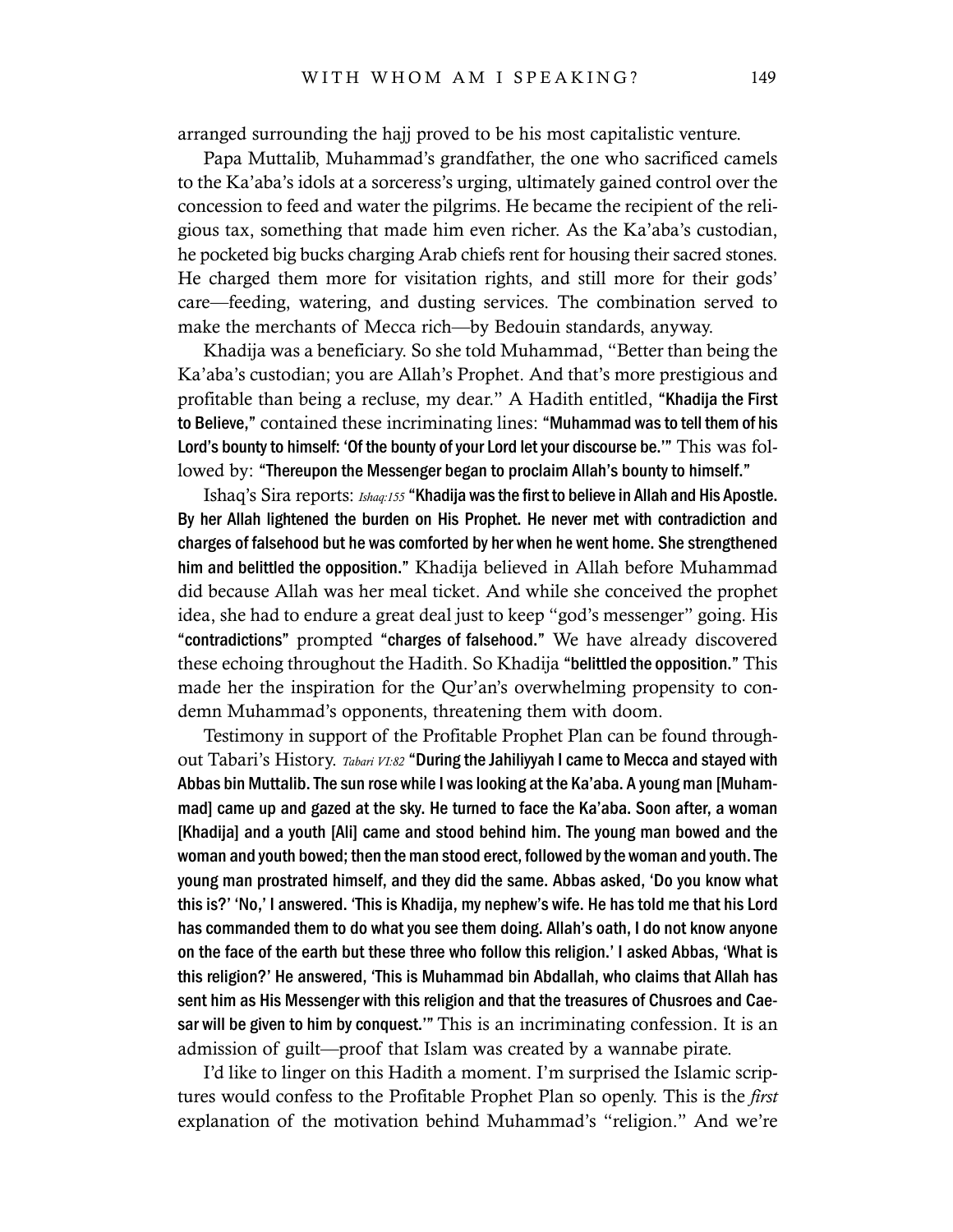arranged surrounding the hajj proved to be his most capitalistic venture.

Papa Muttalib, Muhammad's grandfather, the one who sacrificed camels to the Ka'aba's idols at a sorceress's urging, ultimately gained control over the concession to feed and water the pilgrims. He became the recipient of the religious tax, something that made him even richer. As the Ka'aba's custodian, he pocketed big bucks charging Arab chiefs rent for housing their sacred stones. He charged them more for visitation rights, and still more for their gods' care—feeding, watering, and dusting services. The combination served to make the merchants of Mecca rich—by Bedouin standards, anyway.

Khadija was a beneficiary. So she told Muhammad, "Better than being the Ka'aba's custodian; you are Allah's Prophet. And that's more prestigious and profitable than being a recluse, my dear." A Hadith entitled, **"Khadija the First to Believe,"** contained these incriminating lines: **"Muhammad was to tell them of his Lord's bounty to himself: 'Of the bounty of your Lord let your discourse be.'"** This was followed by: **"Thereupon the Messenger began to proclaim Allah's bounty to himself."**

Ishaq's Sira reports: *Ishaq:155* **"Khadija was the first to believe in Allah and His Apostle. By her Allah lightened the burden on His Prophet. He never met with contradiction and charges of falsehood but he was comforted by her when he went home. She strengthened him and belittled the opposition."** Khadija believed in Allah before Muhammad did because Allah was her meal ticket. And while she conceived the prophet idea, she had to endure a great deal just to keep "god's messenger" going. His **"contradictions"** prompted **"charges of falsehood."** We have already discovered these echoing throughout the Hadith. So Khadija **"belittled the opposition."** This made her the inspiration for the Qur'an's overwhelming propensity to condemn Muhammad's opponents, threatening them with doom.

Testimony in support of the Profitable Prophet Plan can be found throughout Tabari's History. *Tabari VI:82* **"During the Jahiliyyah I came to Mecca and stayed with Abbas bin Muttalib. The sun rose while I was looking at the Ka'aba. A young man [Muhammad] came up and gazed at the sky. He turned to face the Ka'aba. Soon after, a woman [Khadija] and a youth [Ali] came and stood behind him. The young man bowed and the woman and youth bowed; then the man stood erect, followed by the woman and youth. The young man prostrated himself, and they did the same. Abbas asked, 'Do you know what this is?' 'No,' I answered. 'This is Khadija, my nephew's wife. He has told me that his Lord has commanded them to do what you see them doing. Allah's oath, I do not know anyone on the face of the earth but these three who follow this religion.' I asked Abbas, 'What is this religion?' He answered, 'This is Muhammad bin Abdallah, who claims that Allah has sent him as His Messenger with this religion and that the treasures of Chusroes and Caesar will be given to him by conquest.'"** This is an incriminating confession. It is an admission of guilt—proof that Islam was created by a wannabe pirate.

I'd like to linger on this Hadith a moment. I'm surprised the Islamic scriptures would confess to the Profitable Prophet Plan so openly. This is the *first* explanation of the motivation behind Muhammad's "religion." And we're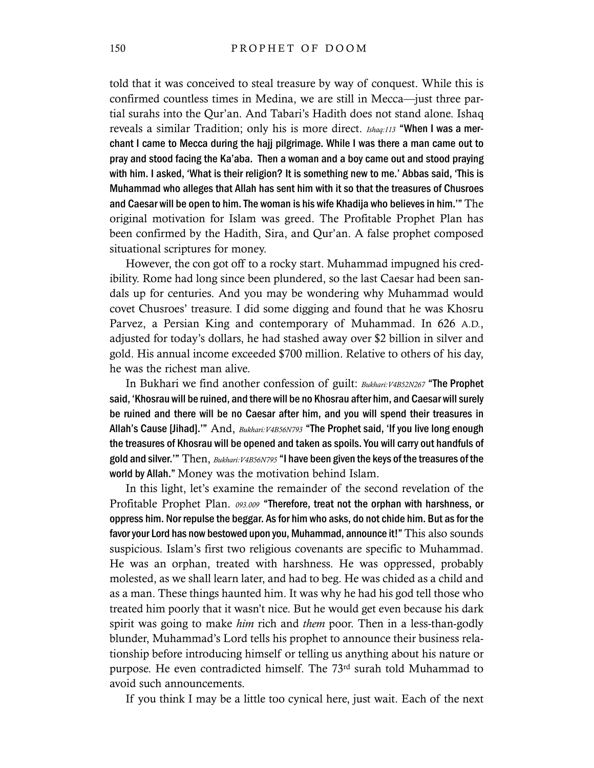told that it was conceived to steal treasure by way of conquest. While this is confirmed countless times in Medina, we are still in Mecca—just three partial surahs into the Qur'an. And Tabari's Hadith does not stand alone. Ishaq reveals a similar Tradition; only his is more direct. *Ishaq:113* **"When I was a merchant I came to Mecca during the hajj pilgrimage. While I was there a man came out to pray and stood facing the Ka'aba. Then a woman and a boy came out and stood praying with him. I asked, 'What is their religion? It is something new to me.' Abbas said, 'This is Muhammad who alleges that Allah has sent him with it so that the treasures of Chusroes and Caesar will be open to him. The woman is his wife Khadija who believes in him.'"** The original motivation for Islam was greed. The Profitable Prophet Plan has been confirmed by the Hadith, Sira, and Qur'an. A false prophet composed situational scriptures for money.

However, the con got off to a rocky start. Muhammad impugned his credibility. Rome had long since been plundered, so the last Caesar had been sandals up for centuries. And you may be wondering why Muhammad would covet Chusroes' treasure. I did some digging and found that he was Khosru Parvez, a Persian King and contemporary of Muhammad. In 626 A.D., adjusted for today's dollars, he had stashed away over $2 billion in silver and gold. His annual income exceeded $700 million. Relative to others of his day, he was the richest man alive.

In Bukhari we find another confession of guilt: *Bukhari:V4B52N267* **"The Prophet said, 'Khosrau will be ruined, and there will be no Khosrau after him, and Caesar will surely be ruined and there will be no Caesar after him, and you will spend their treasures in Allah's Cause [Jihad].'"** And, *Bukhari:V4B56N793* **"The Prophet said, 'If you live long enough the treasures of Khosrau will be opened and taken as spoils. You will carry out handfuls of gold and silver.'"** Then, *Bukhari:V4B56N795* **"I have been given the keys of the treasures of the world by Allah."** Money was the motivation behind Islam.

In this light, let's examine the remainder of the second revelation of the Profitable Prophet Plan. *093.009* **"Therefore, treat not the orphan with harshness, or oppress him. Nor repulse the beggar. As for him who asks, do not chide him. But as for the favor your Lord has now bestowed upon you, Muhammad, announce it!"** This also sounds suspicious. Islam's first two religious covenants are specific to Muhammad. He was an orphan, treated with harshness. He was oppressed, probably molested, as we shall learn later, and had to beg. He was chided as a child and as a man. These things haunted him. It was why he had his god tell those who treated him poorly that it wasn't nice. But he would get even because his dark spirit was going to make *him* rich and *them* poor. Then in a less-than-godly blunder, Muhammad's Lord tells his prophet to announce their business relationship before introducing himself or telling us anything about his nature or purpose. He even contradicted himself. The 73rd surah told Muhammad to avoid such announcements.

If you think I may be a little too cynical here, just wait. Each of the next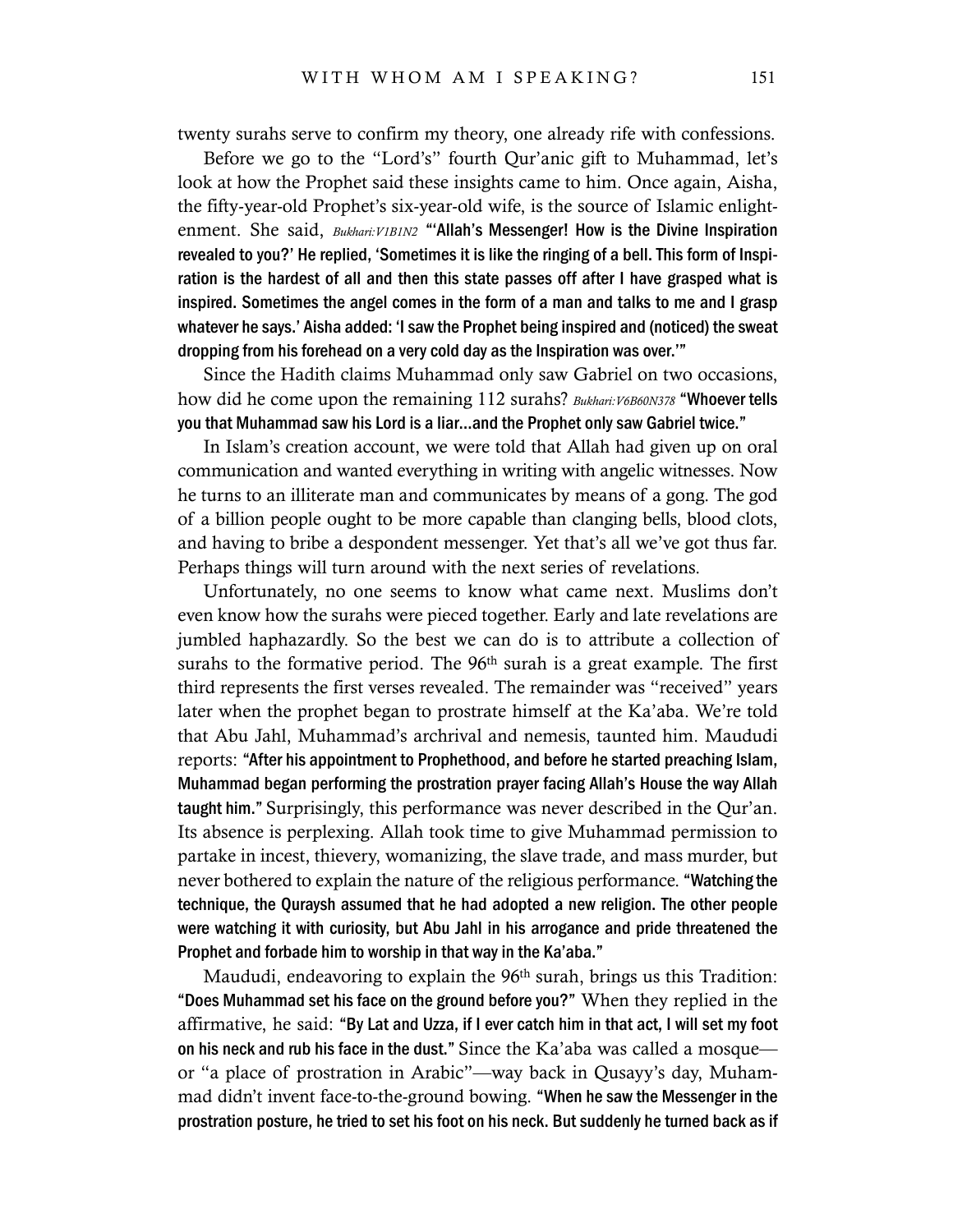twenty surahs serve to confirm my theory, one already rife with confessions.

Before we go to the "Lord's" fourth Qur'anic gift to Muhammad, let's look at how the Prophet said these insights came to him. Once again, Aisha, the fifty-year-old Prophet's six-year-old wife, is the source of Islamic enlightenment. She said, *Bukhari:V1B1N2* **"'Allah's Messenger! How is the Divine Inspiration revealed to you?' He replied, 'Sometimes it is like the ringing of a bell. This form of Inspiration is the hardest of all and then this state passes off after I have grasped what is inspired. Sometimes the angel comes in the form of a man and talks to me and I grasp whatever he says.' Aisha added: 'I saw the Prophet being inspired and (noticed) the sweat dropping from his forehead on a very cold day as the Inspiration was over.'"**

Since the Hadith claims Muhammad only saw Gabriel on two occasions, how did he come upon the remaining 112 surahs? *Bukhari:V6B60N378* **"Whoever tells you that Muhammad saw his Lord is a liar...and the Prophet only saw Gabriel twice."**

In Islam's creation account, we were told that Allah had given up on oral communication and wanted everything in writing with angelic witnesses. Now he turns to an illiterate man and communicates by means of a gong. The god of a billion people ought to be more capable than clanging bells, blood clots, and having to bribe a despondent messenger. Yet that's all we've got thus far. Perhaps things will turn around with the next series of revelations.

Unfortunately, no one seems to know what came next. Muslims don't even know how the surahs were pieced together. Early and late revelations are jumbled haphazardly. So the best we can do is to attribute a collection of surahs to the formative period. The 96th surah is a great example. The first third represents the first verses revealed. The remainder was "received" years later when the prophet began to prostrate himself at the Ka'aba. We're told that Abu Jahl, Muhammad's archrival and nemesis, taunted him. Maududi reports: **"After his appointment to Prophethood, and before he started preaching Islam, Muhammad began performing the prostration prayer facing Allah's House the way Allah taught him."** Surprisingly, this performance was never described in the Qur'an. Its absence is perplexing. Allah took time to give Muhammad permission to partake in incest, thievery, womanizing, the slave trade, and mass murder, but never bothered to explain the nature of the religious performance. **"Watching the technique, the Quraysh assumed that he had adopted a new religion. The other people were watching it with curiosity, but Abu Jahl in his arrogance and pride threatened the Prophet and forbade him to worship in that way in the Ka'aba."**

Maududi, endeavoring to explain the 96th surah, brings us this Tradition: **"Does Muhammad set his face on the ground before you?"** When they replied in the affirmative, he said: **"By Lat and Uzza, if I ever catch him in that act, I will set my foot on his neck and rub his face in the dust."** Since the Ka'aba was called a mosque—or "a place of prostration in Arabic"—way back in Qusayy's day, Muhammad didn't invent face-to-the-ground bowing. **"When he saw the Messenger in the prostration posture, he tried to set his foot on his neck. But suddenly he turned back as if**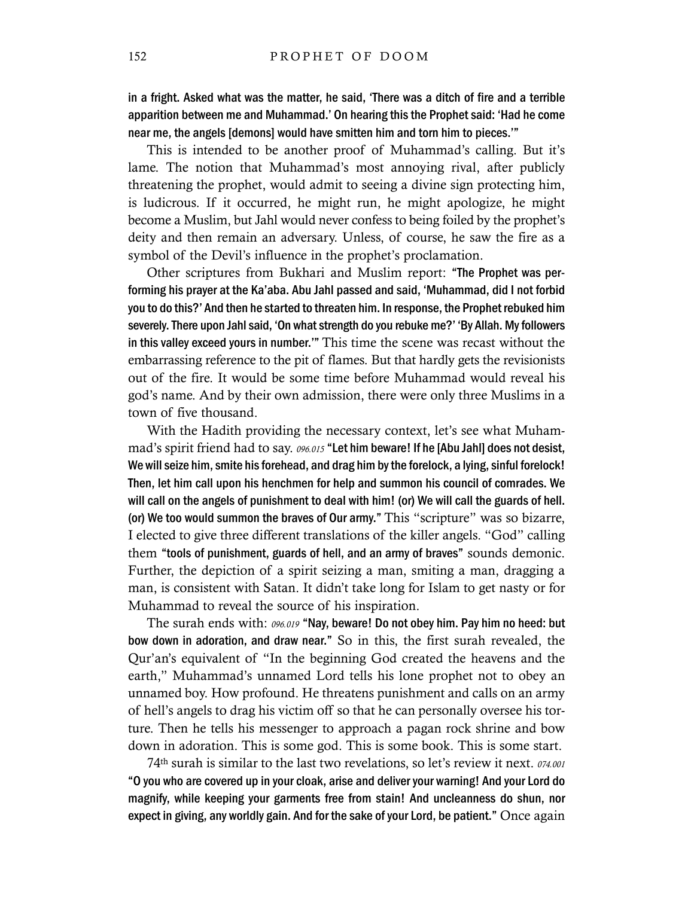**in a fright. Asked what was the matter, he said, 'There was a ditch of fire and a terrible apparition between me and Muhammad.' On hearing this the Prophet said: 'Had he come near me, the angels [demons] would have smitten him and torn him to pieces.'"**

This is intended to be another proof of Muhammad's calling. But it's lame. The notion that Muhammad's most annoying rival, after publicly threatening the prophet, would admit to seeing a divine sign protecting him, is ludicrous. If it occurred, he might run, he might apologize, he might become a Muslim, but Jahl would never confess to being foiled by the prophet's deity and then remain an adversary. Unless, of course, he saw the fire as a symbol of the Devil's influence in the prophet's proclamation.

Other scriptures from Bukhari and Muslim report: **"The Prophet was performing his prayer at the Ka'aba. Abu Jahl passed and said, 'Muhammad, did I not forbid you to do this?' And then he started to threaten him. In response, the Prophet rebuked him severely. There upon Jahl said, 'On what strength do you rebuke me?' 'By Allah. My followers in this valley exceed yours in number.'"** This time the scene was recast without the embarrassing reference to the pit of flames. But that hardly gets the revisionists out of the fire. It would be some time before Muhammad would reveal his god's name. And by their own admission, there were only three Muslims in a town of five thousand.

With the Hadith providing the necessary context, let's see what Muhammad's spirit friend had to say. *096.015* **"Let him beware! If he [Abu Jahl] does not desist, We will seize him, smite his forehead, and drag him by the forelock, a lying, sinful forelock! Then, let him call upon his henchmen for help and summon his council of comrades. We will call on the angels of punishment to deal with him! (or) We will call the guards of hell. (or) We too would summon the braves of Our army."** This "scripture" was so bizarre, I elected to give three different translations of the killer angels. "God" calling them **"tools of punishment, guards of hell, and an army of braves"** sounds demonic. Further, the depiction of a spirit seizing a man, smiting a man, dragging a man, is consistent with Satan. It didn't take long for Islam to get nasty or for Muhammad to reveal the source of his inspiration.

The surah ends with: *096.019* **"Nay, beware! Do not obey him. Pay him no heed: but bow down in adoration, and draw near."** So in this, the first surah revealed, the Qur'an's equivalent of "In the beginning God created the heavens and the earth," Muhammad's unnamed Lord tells his lone prophet not to obey an unnamed boy. How profound. He threatens punishment and calls on an army of hell's angels to drag his victim off so that he can personally oversee his torture. Then he tells his messenger to approach a pagan rock shrine and bow down in adoration. This is some god. This is some book. This is some start.

74th surah is similar to the last two revelations, so let's review it next. *074.001* **"O you who are covered up in your cloak, arise and deliver your warning! And your Lord do magnify, while keeping your garments free from stain! And uncleanness do shun, nor expect in giving, any worldly gain. And for the sake of your Lord, be patient."** Once again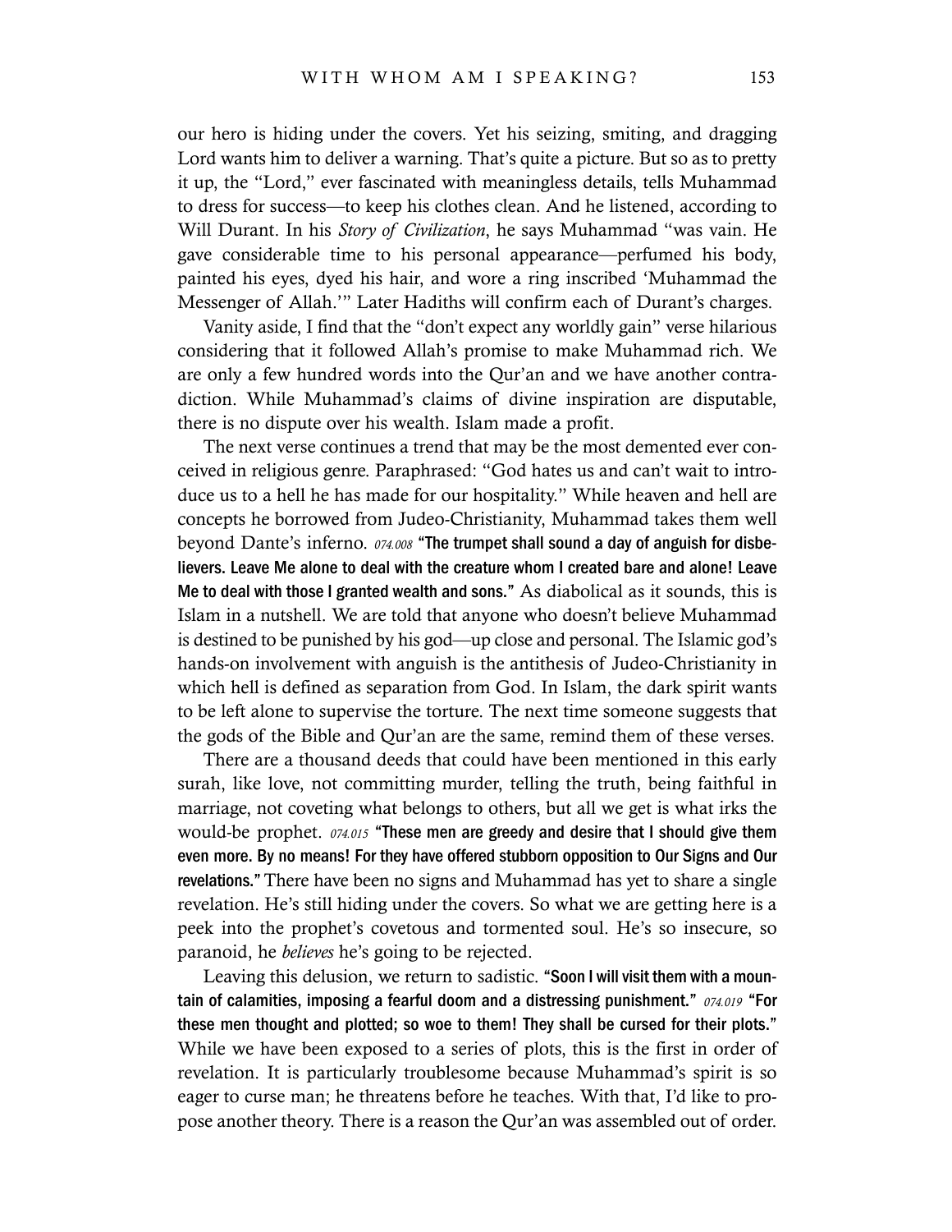our hero is hiding under the covers. Yet his seizing, smiting, and dragging Lord wants him to deliver a warning. That's quite a picture. But so as to pretty it up, the "Lord," ever fascinated with meaningless details, tells Muhammad to dress for success—to keep his clothes clean. And he listened, according to Will Durant. In his *Story of Civilization*, he says Muhammad "was vain. He gave considerable time to his personal appearance—perfumed his body, painted his eyes, dyed his hair, and wore a ring inscribed 'Muhammad the Messenger of Allah.'" Later Hadiths will confirm each of Durant's charges.

Vanity aside, I find that the "don't expect any worldly gain" verse hilarious considering that it followed Allah's promise to make Muhammad rich. We are only a few hundred words into the Qur'an and we have another contradiction. While Muhammad's claims of divine inspiration are disputable, there is no dispute over his wealth. Islam made a profit.

The next verse continues a trend that may be the most demented ever conceived in religious genre. Paraphrased: "God hates us and can't wait to introduce us to a hell he has made for our hospitality." While heaven and hell are concepts he borrowed from Judeo-Christianity, Muhammad takes them well beyond Dante's inferno. *074.008* **"The trumpet shall sound a day of anguish for disbelievers. Leave Me alone to deal with the creature whom I created bare and alone! Leave Me to deal with those I granted wealth and sons."** As diabolical as it sounds, this is Islam in a nutshell. We are told that anyone who doesn't believe Muhammad is destined to be punished by his god—up close and personal. The Islamic god's hands-on involvement with anguish is the antithesis of Judeo-Christianity in which hell is defined as separation from God. In Islam, the dark spirit wants to be left alone to supervise the torture. The next time someone suggests that the gods of the Bible and Qur'an are the same, remind them of these verses.

There are a thousand deeds that could have been mentioned in this early surah, like love, not committing murder, telling the truth, being faithful in marriage, not coveting what belongs to others, but all we get is what irks the would-be prophet. *074.015* **"These men are greedy and desire that I should give them even more. By no means! For they have offered stubborn opposition to Our Signs and Our revelations."** There have been no signs and Muhammad has yet to share a single revelation. He's still hiding under the covers. So what we are getting here is a peek into the prophet's covetous and tormented soul. He's so insecure, so paranoid, he *believes* he's going to be rejected.

Leaving this delusion, we return to sadistic. **"Soon I will visit them with a mountain of calamities, imposing a fearful doom and a distressing punishment."** *074.019* **"For these men thought and plotted; so woe to them! They shall be cursed for their plots."** While we have been exposed to a series of plots, this is the first in order of revelation. It is particularly troublesome because Muhammad's spirit is so eager to curse man; he threatens before he teaches. With that, I'd like to propose another theory. There is a reason the Qur'an was assembled out of order.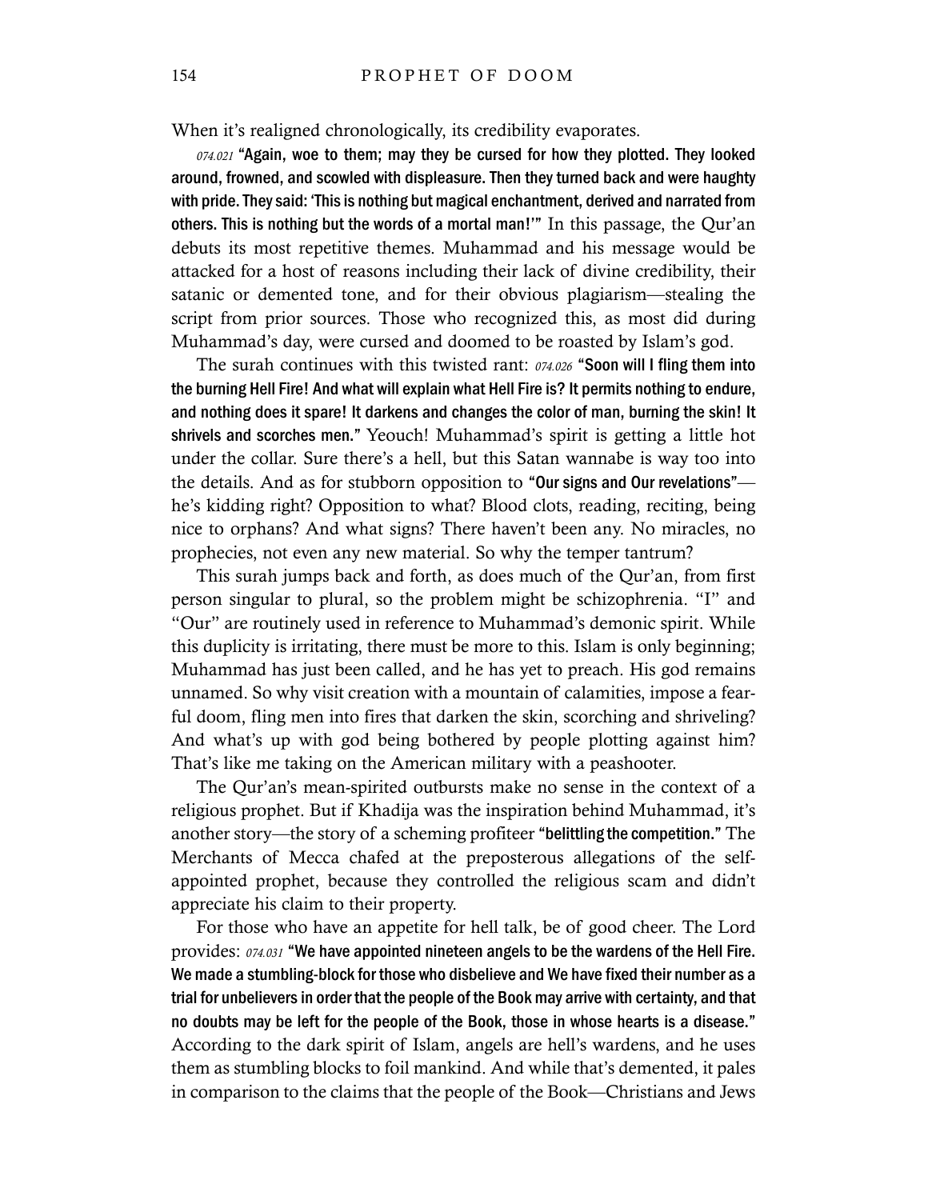When it's realigned chronologically, its credibility evaporates.

*074.021* **"Again, woe to them; may they be cursed for how they plotted. They looked around, frowned, and scowled with displeasure. Then they turned back and were haughty with pride. They said: 'This is nothing but magical enchantment, derived and narrated from others. This is nothing but the words of a mortal man!'"** In this passage, the Qur'an debuts its most repetitive themes. Muhammad and his message would be attacked for a host of reasons including their lack of divine credibility, their satanic or demented tone, and for their obvious plagiarism—stealing the script from prior sources. Those who recognized this, as most did during Muhammad's day, were cursed and doomed to be roasted by Islam's god.

The surah continues with this twisted rant: *074.026* **"Soon will I fling them into the burning Hell Fire! And what will explain what Hell Fire is? It permits nothing to endure, and nothing does it spare! It darkens and changes the color of man, burning the skin! It shrivels and scorches men."** Yeouch! Muhammad's spirit is getting a little hot under the collar. Sure there's a hell, but this Satan wannabe is way too into the details. And as for stubborn opposition to **"Our signs and Our revelations"**—he's kidding right? Opposition to what? Blood clots, reading, reciting, being nice to orphans? And what signs? There haven't been any. No miracles, no prophecies, not even any new material. So why the temper tantrum?

This surah jumps back and forth, as does much of the Qur'an, from first person singular to plural, so the problem might be schizophrenia. "I" and "Our" are routinely used in reference to Muhammad's demonic spirit. While this duplicity is irritating, there must be more to this. Islam is only beginning; Muhammad has just been called, and he has yet to preach. His god remains unnamed. So why visit creation with a mountain of calamities, impose a fearful doom, fling men into fires that darken the skin, scorching and shriveling? And what's up with god being bothered by people plotting against him? That's like me taking on the American military with a peashooter.

The Qur'an's mean-spirited outbursts make no sense in the context of a religious prophet. But if Khadija was the inspiration behind Muhammad, it's another story—the story of a scheming profiteer **"belittling the competition."** The Merchants of Mecca chafed at the preposterous allegations of the self-appointed prophet, because they controlled the religious scam and didn't appreciate his claim to their property.

For those who have an appetite for hell talk, be of good cheer. The Lord provides: *074.031* **"We have appointed nineteen angels to be the wardens of the Hell Fire. We made a stumbling-block for those who disbelieve and We have fixed their number as a trial for unbelievers in order that the people of the Book may arrive with certainty, and that no doubts may be left for the people of the Book, those in whose hearts is a disease."** According to the dark spirit of Islam, angels are hell's wardens, and he uses them as stumbling blocks to foil mankind. And while that's demented, it pales in comparison to the claims that the people of the Book—Christians and Jews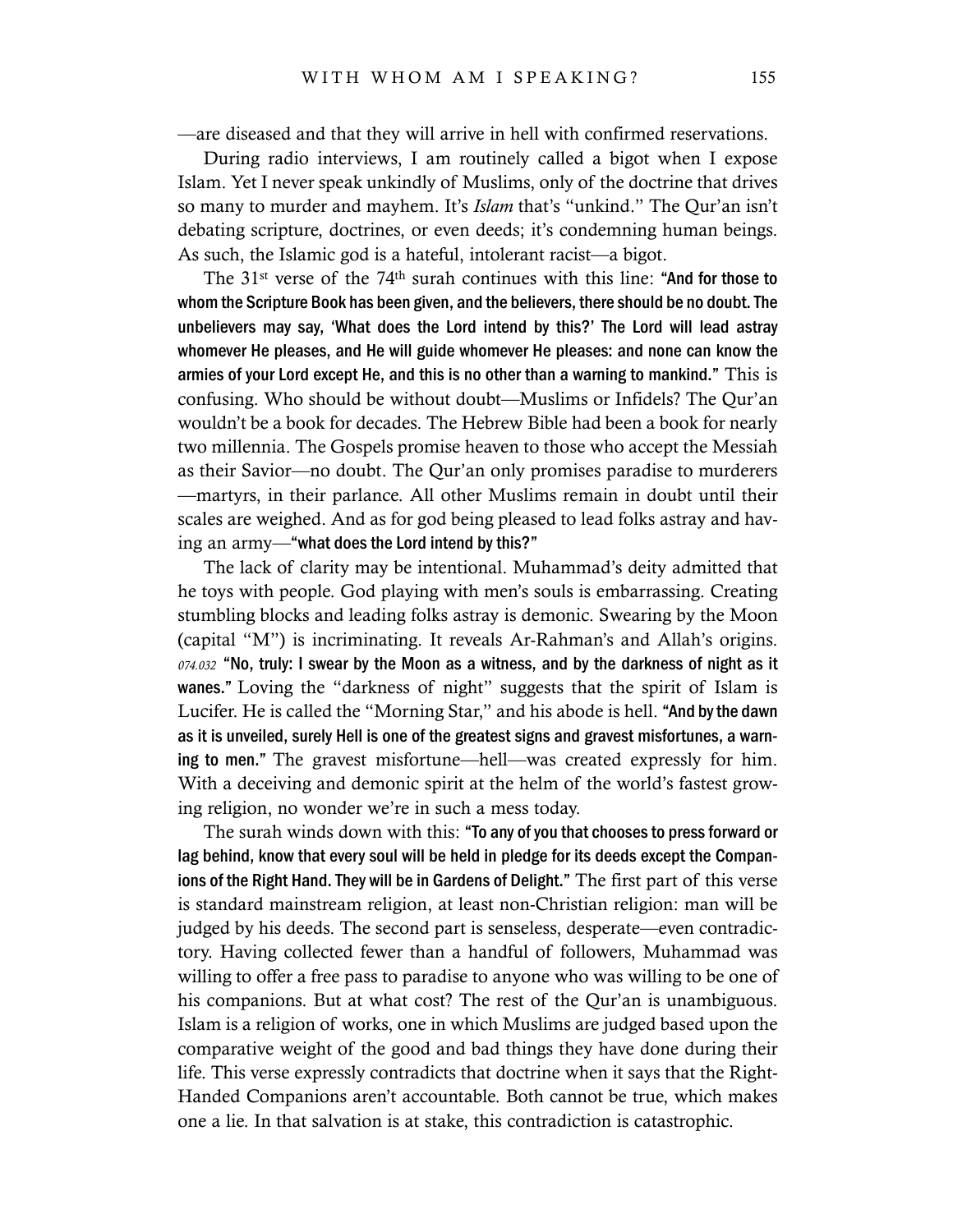—are diseased and that they will arrive in hell with confirmed reservations.

During radio interviews, I am routinely called a bigot when I expose Islam. Yet I never speak unkindly of Muslims, only of the doctrine that drives so many to murder and mayhem. It's *Islam* that's "unkind." The Qur'an isn't debating scripture, doctrines, or even deeds; it's condemning human beings. As such, the Islamic god is a hateful, intolerant racist—a bigot.

The 31st verse of the 74th surah continues with this line: **"And for those to whom the Scripture Book has been given, and the believers, there should be no doubt. The unbelievers may say, 'What does the Lord intend by this?' The Lord will lead astray whomever He pleases, and He will guide whomever He pleases: and none can know the armies of your Lord except He, and this is no other than a warning to mankind."** This is confusing. Who should be without doubt—Muslims or Infidels? The Qur'an wouldn't be a book for decades. The Hebrew Bible had been a book for nearly two millennia. The Gospels promise heaven to those who accept the Messiah as their Savior—no doubt. The Qur'an only promises paradise to murderers—martyrs, in their parlance. All other Muslims remain in doubt until their scales are weighed. And as for god being pleased to lead folks astray and having an army—**"what does the Lord intend by this?"**

The lack of clarity may be intentional. Muhammad's deity admitted that he toys with people. God playing with men's souls is embarrassing. Creating stumbling blocks and leading folks astray is demonic. Swearing by the Moon (capital "M") is incriminating. It reveals Ar-Rahman's and Allah's origins. *074.032* **"No, truly: I swear by the Moon as a witness, and by the darkness of night as it wanes."** Loving the "darkness of night" suggests that the spirit of Islam is Lucifer. He is called the "Morning Star," and his abode is hell. **"And by the dawn as it is unveiled, surely Hell is one of the greatest signs and gravest misfortunes, a warning to men."** The gravest misfortune—hell—was created expressly for him. With a deceiving and demonic spirit at the helm of the world's fastest growing religion, no wonder we're in such a mess today.

The surah winds down with this: **"To any of you that chooses to press forward or lag behind, know that every soul will be held in pledge for its deeds except the Companions of the Right Hand. They will be in Gardens of Delight."** The first part of this verse is standard mainstream religion, at least non-Christian religion: man will be judged by his deeds. The second part is senseless, desperate—even contradictory. Having collected fewer than a handful of followers, Muhammad was willing to offer a free pass to paradise to anyone who was willing to be one of his companions. But at what cost? The rest of the Qur'an is unambiguous. Islam is a religion of works, one in which Muslims are judged based upon the comparative weight of the good and bad things they have done during their life. This verse expressly contradicts that doctrine when it says that the Right-Handed Companions aren't accountable. Both cannot be true, which makes one a lie. In that salvation is at stake, this contradiction is catastrophic.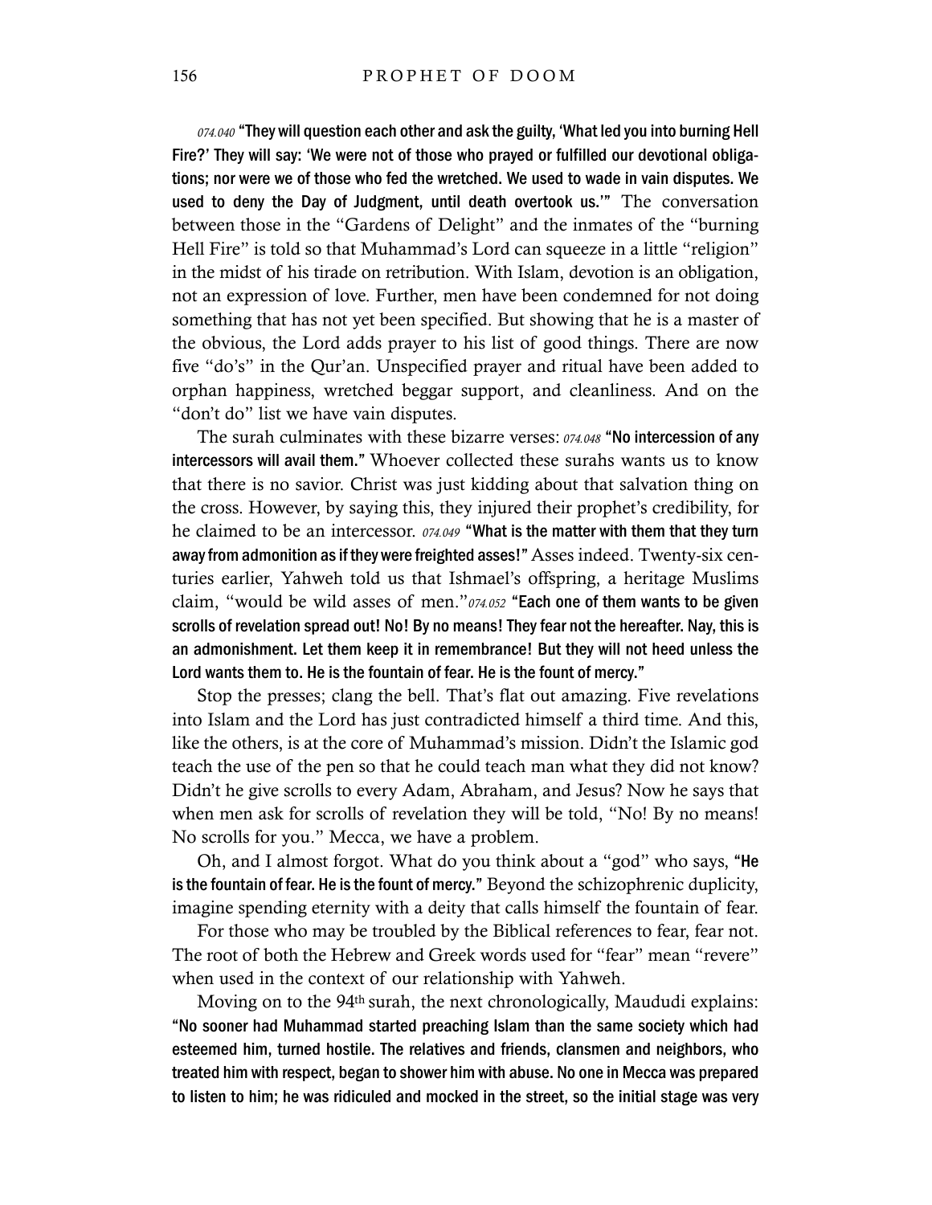*074.040* **"They will question each other and ask the guilty, 'What led you into burning Hell Fire?' They will say: 'We were not of those who prayed or fulfilled our devotional obligations; nor were we of those who fed the wretched. We used to wade in vain disputes. We used to deny the Day of Judgment, until death overtook us.'"** The conversation between those in the "Gardens of Delight" and the inmates of the "burning Hell Fire" is told so that Muhammad's Lord can squeeze in a little "religion" in the midst of his tirade on retribution. With Islam, devotion is an obligation, not an expression of love. Further, men have been condemned for not doing something that has not yet been specified. But showing that he is a master of the obvious, the Lord adds prayer to his list of good things. There are now five "do's" in the Qur'an. Unspecified prayer and ritual have been added to orphan happiness, wretched beggar support, and cleanliness. And on the "don't do" list we have vain disputes.

The surah culminates with these bizarre verses: *074.048* **"No intercession of any intercessors will avail them."** Whoever collected these surahs wants us to know that there is no savior. Christ was just kidding about that salvation thing on the cross. However, by saying this, they injured their prophet's credibility, for he claimed to be an intercessor. *074.049* **"What is the matter with them that they turn away from admonition as if they were freighted asses!"** Asses indeed. Twenty-six centuries earlier, Yahweh told us that Ishmael's offspring, a heritage Muslims claim, "would be wild asses of men."*074.052* **"Each one of them wants to be given scrolls of revelation spread out! No! By no means! They fear not the hereafter. Nay, this is an admonishment. Let them keep it in remembrance! But they will not heed unless the Lord wants them to. He is the fountain of fear. He is the fount of mercy."**

Stop the presses; clang the bell. That's flat out amazing. Five revelations into Islam and the Lord has just contradicted himself a third time. And this, like the others, is at the core of Muhammad's mission. Didn't the Islamic god teach the use of the pen so that he could teach man what they did not know? Didn't he give scrolls to every Adam, Abraham, and Jesus? Now he says that when men ask for scrolls of revelation they will be told, "No! By no means! No scrolls for you." Mecca, we have a problem.

Oh, and I almost forgot. What do you think about a "god" who says, **"He is the fountain of fear. He is the fount of mercy."** Beyond the schizophrenic duplicity, imagine spending eternity with a deity that calls himself the fountain of fear.

For those who may be troubled by the Biblical references to fear, fear not. The root of both the Hebrew and Greek words used for "fear" mean "revere" when used in the context of our relationship with Yahweh.

Moving on to the 94th surah, the next chronologically, Maududi explains: **"No sooner had Muhammad started preaching Islam than the same society which had esteemed him, turned hostile. The relatives and friends, clansmen and neighbors, who treated him with respect, began to shower him with abuse. No one in Mecca was prepared to listen to him; he was ridiculed and mocked in the street, so the initial stage was very**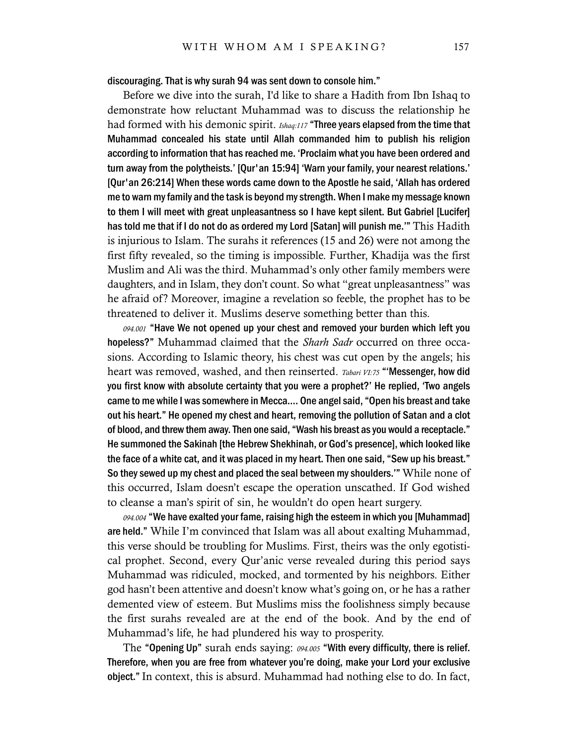discouraging. That is why surah 94 was sent down to console him."

Before we dive into the surah, I'd like to share a Hadith from Ibn Ishaq to demonstrate how reluctant Muhammad was to discuss the relationship he had formed with his demonic spirit. *Ishaq:117* "Three years elapsed from the time that Muhammad concealed his state until Allah commanded him to publish his religion according to information that has reached me. 'Proclaim what you have been ordered and turn away from the polytheists.' [Qur'an 15:94] 'Warn your family, your nearest relations.' [Qur'an 26:214] When these words came down to the Apostle he said, 'Allah has ordered me to warn my family and the task is beyond my strength. When I make my message known to them I will meet with great unpleasantness so I have kept silent. But Gabriel [Lucifer] has told me that if I do not do as ordered my Lord [Satan] will punish me.'" This Hadith is injurious to Islam. The surahs it references (15 and 26) were not among the first fifty revealed, so the timing is impossible. Further, Khadija was the first Muslim and Ali was the third. Muhammad's only other family members were daughters, and in Islam, they don't count. So what "great unpleasantness" was he afraid of? Moreover, imagine a revelation so feeble, the prophet has to be threatened to deliver it. Muslims deserve something better than this.

*094.001* "Have We not opened up your chest and removed your burden which left you hopeless?" Muhammad claimed that the *Sharh Sadr* occurred on three occasions. According to Islamic theory, his chest was cut open by the angels; his heart was removed, washed, and then reinserted. *Tabari VI:75* "'Messenger, how did you first know with absolute certainty that you were a prophet?' He replied, 'Two angels came to me while I was somewhere in Mecca.... One angel said, "Open his breast and take out his heart." He opened my chest and heart, removing the pollution of Satan and a clot of blood, and threw them away. Then one said, "Wash his breast as you would a receptacle." He summoned the Sakinah [the Hebrew Shekhinah, or God's presence], which looked like the face of a white cat, and it was placed in my heart. Then one said, "Sew up his breast." So they sewed up my chest and placed the seal between my shoulders.'" While none of this occurred, Islam doesn't escape the operation unscathed. If God wished to cleanse a man's spirit of sin, he wouldn't do open heart surgery.

*094.004* "We have exalted your fame, raising high the esteem in which you [Muhammad] are held." While I'm convinced that Islam was all about exalting Muhammad, this verse should be troubling for Muslims. First, theirs was the only egotistical prophet. Second, every Qur'anic verse revealed during this period says Muhammad was ridiculed, mocked, and tormented by his neighbors. Either god hasn't been attentive and doesn't know what's going on, or he has a rather demented view of esteem. But Muslims miss the foolishness simply because the first surahs revealed are at the end of the book. And by the end of Muhammad's life, he had plundered his way to prosperity.

The "Opening Up" surah ends saying: *094.005* "With every difficulty, there is relief. Therefore, when you are free from whatever you're doing, make your Lord your exclusive object." In context, this is absurd. Muhammad had nothing else to do. In fact,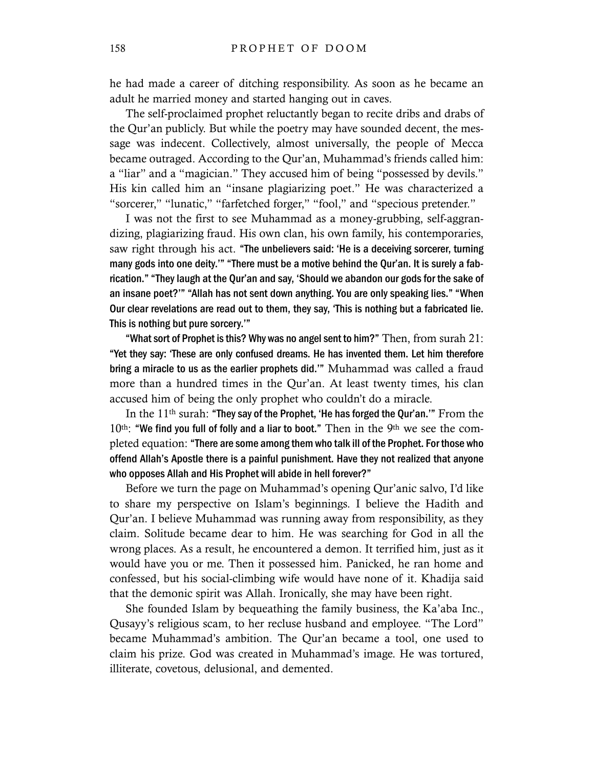he had made a career of ditching responsibility. As soon as he became an adult he married money and started hanging out in caves.

The self-proclaimed prophet reluctantly began to recite dribs and drabs of the Qur'an publicly. But while the poetry may have sounded decent, the message was indecent. Collectively, almost universally, the people of Mecca became outraged. According to the Qur'an, Muhammad's friends called him: a "liar" and a "magician." They accused him of being "possessed by devils." His kin called him an "insane plagiarizing poet." He was characterized a "sorcerer," "lunatic," "farfetched forger," "fool," and "specious pretender."

I was not the first to see Muhammad as a money-grubbing, self-aggrandizing, plagiarizing fraud. His own clan, his own family, his contemporaries, saw right through his act. **"The unbelievers said: 'He is a deceiving sorcerer, turning many gods into one deity.'" "There must be a motive behind the Qur'an. It is surely a fabrication." "They laugh at the Qur'an and say, 'Should we abandon our gods for the sake of an insane poet?'" "Allah has not sent down anything. You are only speaking lies." "When Our clear revelations are read out to them, they say, 'This is nothing but a fabricated lie. This is nothing but pure sorcery.'"**

**"What sort of Prophet is this? Why was no angel sent to him?"** Then, from surah 21: **"Yet they say: 'These are only confused dreams. He has invented them. Let him therefore bring a miracle to us as the earlier prophets did.'"** Muhammad was called a fraud more than a hundred times in the Qur'an. At least twenty times, his clan accused him of being the only prophet who couldn't do a miracle.

In the 11th surah: **"They say of the Prophet, 'He has forged the Qur'an.'"** From the 10th: **"We find you full of folly and a liar to boot."** Then in the 9th we see the completed equation: **"There are some among them who talk ill of the Prophet. For those who offend Allah's Apostle there is a painful punishment. Have they not realized that anyone who opposes Allah and His Prophet will abide in hell forever?"**

Before we turn the page on Muhammad's opening Qur'anic salvo, I'd like to share my perspective on Islam's beginnings. I believe the Hadith and Qur'an. I believe Muhammad was running away from responsibility, as they claim. Solitude became dear to him. He was searching for God in all the wrong places. As a result, he encountered a demon. It terrified him, just as it would have you or me. Then it possessed him. Panicked, he ran home and confessed, but his social-climbing wife would have none of it. Khadija said that the demonic spirit was Allah. Ironically, she may have been right.

She founded Islam by bequeathing the family business, the Ka'aba Inc., Qusayy's religious scam, to her recluse husband and employee. "The Lord" became Muhammad's ambition. The Qur'an became a tool, one used to claim his prize. God was created in Muhammad's image. He was tortured, illiterate, covetous, delusional, and demented.